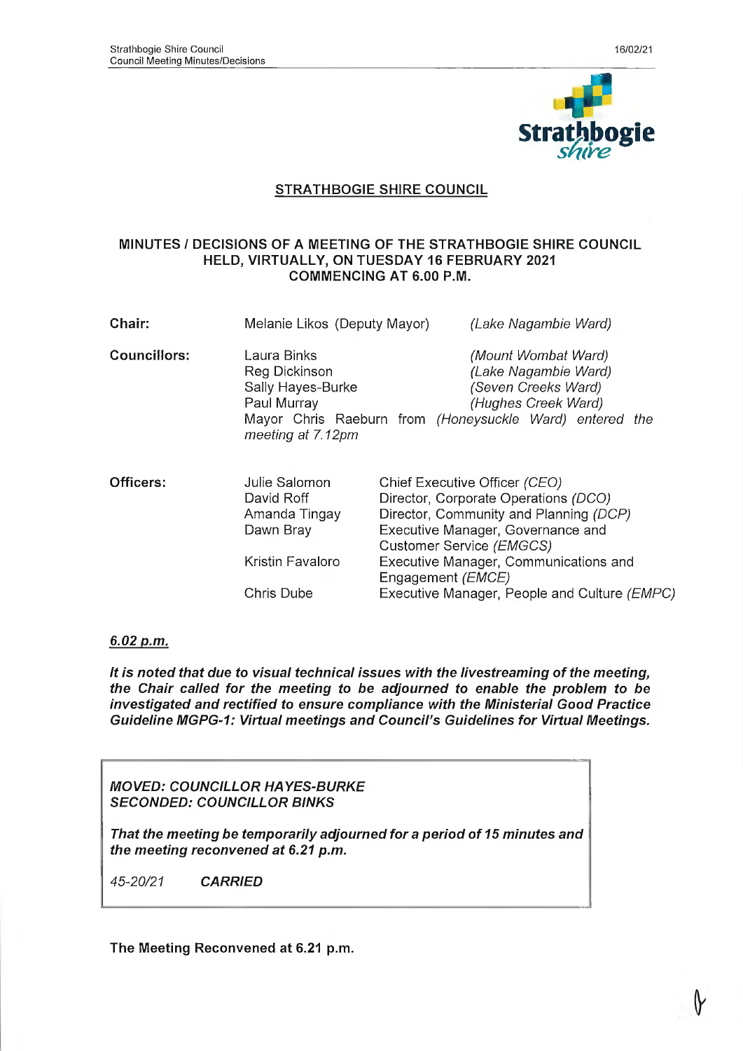# STRATHBOGIE SHIRE COUNCIL

## MINUTES / DECISIONS OF A MEETING OF THE STRATHBOGIE SHIRE COUNCIL HELD, VIRTUALLY, ON TUESDAY 16 FEBRUARY 2021 COMMENCING AT 6.00 P.M.

| | | |
|---|---|---|
| **Chair:** | Melanie Likos (Deputy Mayor) | *(Lake Nagambie Ward)* |
| **Councillors:** | Laura Binks | *(Mount Wombat Ward)* |
| | Reg Dickinson | *(Lake Nagambie Ward)* |
| | Sally Hayes-Burke | *(Seven Creeks Ward)* |
| | Paul Murray | *(Hughes Creek Ward)* |
| | Mayor Chris Raeburn from *(Honeysuckle Ward) entered the meeting at 7.12pm* | |

| | | |
|---|---|---|
| **Officers:** | Julie Salomon | Chief Executive Officer *(CEO)* |
| | David Roff | Director, Corporate Operations *(DCO)* |
| | Amanda Tingay | Director, Community and Planning *(DCP)* |
| | Dawn Bray | Executive Manager, Governance and Customer Service *(EMGCS)* |
| | Kristin Favaloro | Executive Manager, Communications and Engagement *(EMCE)* |
| | Chris Dube | Executive Manager, People and Culture *(EMPC)* |

***6.02 p.m.***

***It is noted that due to visual technical issues with the livestreaming of the meeting, the Chair called for the meeting to be adjourned to enable the problem to be investigated and rectified to ensure compliance with the Ministerial Good Practice Guideline MGPG-1: Virtual meetings and Council's Guidelines for Virtual Meetings.***

***MOVED: COUNCILLOR HAYES-BURKE***
***SECONDED: COUNCILLOR BINKS***

***That the meeting be temporarily adjourned for a period of 15 minutes and the meeting reconvened at 6.21 p.m.***

*45-20/21* ***CARRIED***

**The Meeting Reconvened at 6.21 p.m.**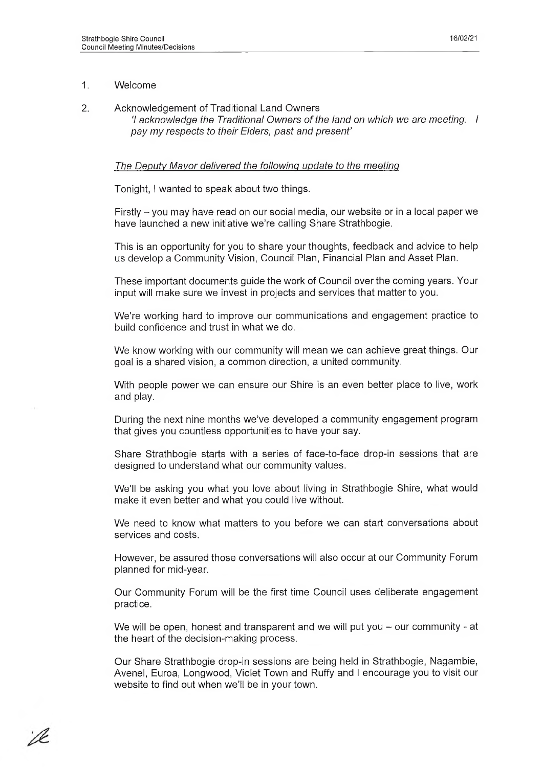1. Welcome

2. Acknowledgement of Traditional Land Owners

   *'I acknowledge the Traditional Owners of the land on which we are meeting. I pay my respects to their Elders, past and present'*

   <u>The Deputy Mayor delivered the following update to the meeting</u>

   Tonight, I wanted to speak about two things.

   Firstly – you may have read on our social media, our website or in a local paper we have launched a new initiative we're calling Share Strathbogie.

   This is an opportunity for you to share your thoughts, feedback and advice to help us develop a Community Vision, Council Plan, Financial Plan and Asset Plan.

   These important documents guide the work of Council over the coming years. Your input will make sure we invest in projects and services that matter to you.

   We're working hard to improve our communications and engagement practice to build confidence and trust in what we do.

   We know working with our community will mean we can achieve great things. Our goal is a shared vision, a common direction, a united community.

   With people power we can ensure our Shire is an even better place to live, work and play.

   During the next nine months we've developed a community engagement program that gives you countless opportunities to have your say.

   Share Strathbogie starts with a series of face-to-face drop-in sessions that are designed to understand what our community values.

   We'll be asking you what you love about living in Strathbogie Shire, what would make it even better and what you could live without.

   We need to know what matters to you before we can start conversations about services and costs.

   However, be assured those conversations will also occur at our Community Forum planned for mid-year.

   Our Community Forum will be the first time Council uses deliberate engagement practice.

   We will be open, honest and transparent and we will put you – our community - at the heart of the decision-making process.

   Our Share Strathbogie drop-in sessions are being held in Strathbogie, Nagambie, Avenel, Euroa, Longwood, Violet Town and Ruffy and I encourage you to visit our website to find out when we'll be in your town.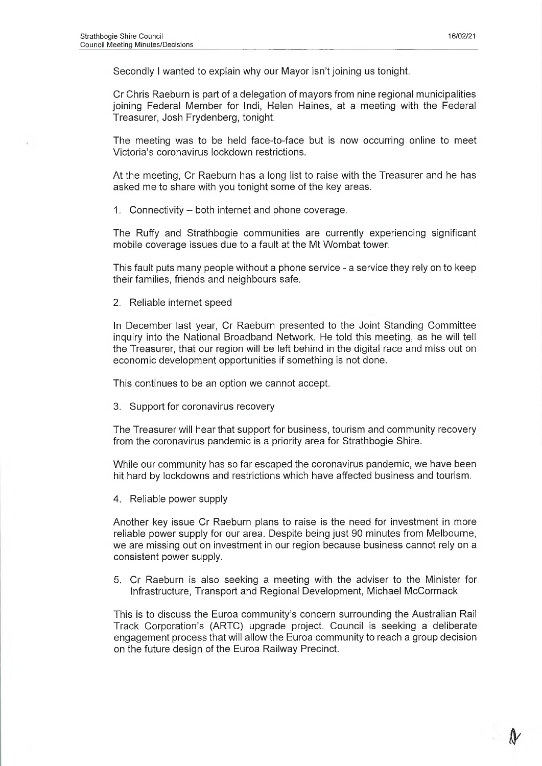Secondly I wanted to explain why our Mayor isn't joining us tonight.

Cr Chris Raeburn is part of a delegation of mayors from nine regional municipalities joining Federal Member for Indi, Helen Haines, at a meeting with the Federal Treasurer, Josh Frydenberg, tonight.

The meeting was to be held face-to-face but is now occurring online to meet Victoria's coronavirus lockdown restrictions.

At the meeting, Cr Raeburn has a long list to raise with the Treasurer and he has asked me to share with you tonight some of the key areas.

1. Connectivity – both internet and phone coverage.

The Ruffy and Strathbogie communities are currently experiencing significant mobile coverage issues due to a fault at the Mt Wombat tower.

This fault puts many people without a phone service - a service they rely on to keep their families, friends and neighbours safe.

2. Reliable internet speed

In December last year, Cr Raeburn presented to the Joint Standing Committee inquiry into the National Broadband Network. He told this meeting, as he will tell the Treasurer, that our region will be left behind in the digital race and miss out on economic development opportunities if something is not done.

This continues to be an option we cannot accept.

3. Support for coronavirus recovery

The Treasurer will hear that support for business, tourism and community recovery from the coronavirus pandemic is a priority area for Strathbogie Shire.

While our community has so far escaped the coronavirus pandemic, we have been hit hard by lockdowns and restrictions which have affected business and tourism.

4. Reliable power supply

Another key issue Cr Raeburn plans to raise is the need for investment in more reliable power supply for our area. Despite being just 90 minutes from Melbourne, we are missing out on investment in our region because business cannot rely on a consistent power supply.

5. Cr Raeburn is also seeking a meeting with the adviser to the Minister for Infrastructure, Transport and Regional Development, Michael McCormack

This is to discuss the Euroa community's concern surrounding the Australian Rail Track Corporation's (ARTC) upgrade project. Council is seeking a deliberate engagement process that will allow the Euroa community to reach a group decision on the future design of the Euroa Railway Precinct.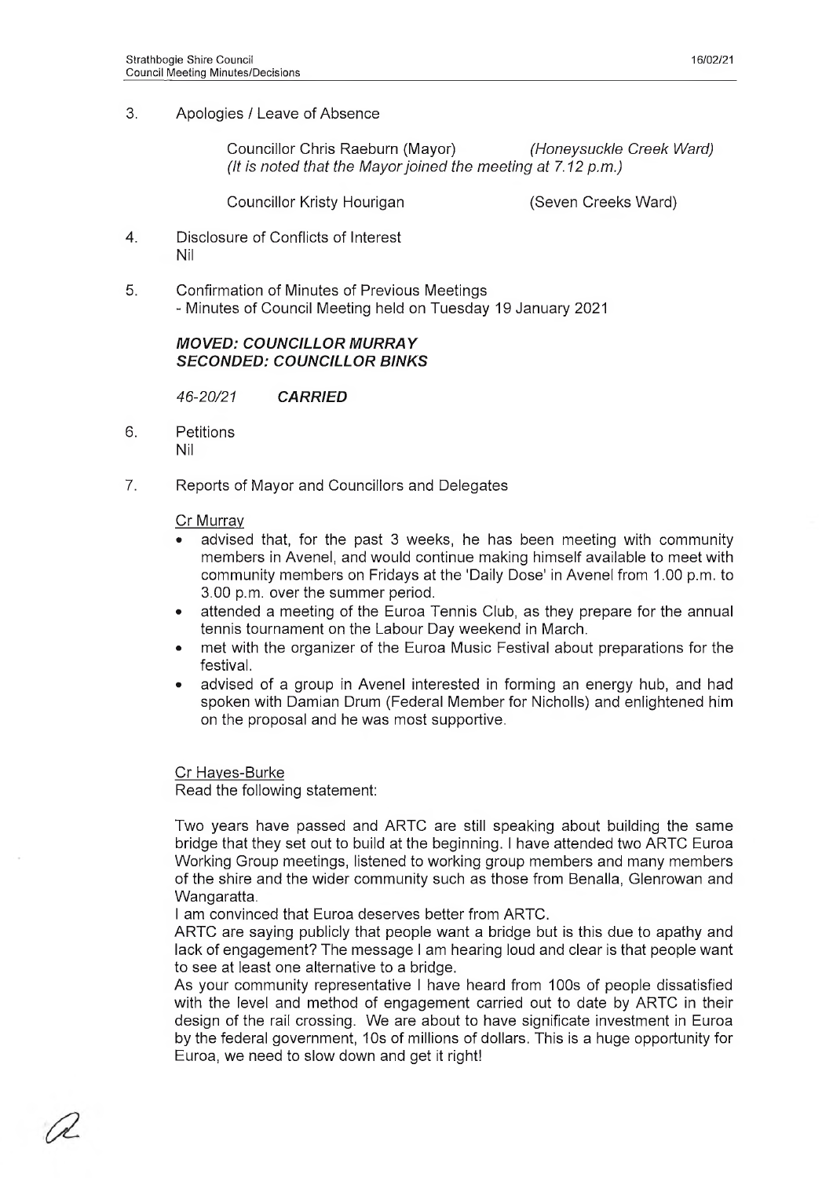3. Apologies / Leave of Absence

Councillor Chris Raeburn (Mayor) *(Honeysuckle Creek Ward)*
*(It is noted that the Mayor joined the meeting at 7.12 p.m.)*

Councillor Kristy Hourigan (Seven Creeks Ward)

4. Disclosure of Conflicts of Interest
Nil

5. Confirmation of Minutes of Previous Meetings
- Minutes of Council Meeting held on Tuesday 19 January 2021

***MOVED: COUNCILLOR MURRAY***
***SECONDED: COUNCILLOR BINKS***

*46-20/21* ***CARRIED***

6. Petitions
Nil

7. Reports of Mayor and Councillors and Delegates

Cr Murray

- advised that, for the past 3 weeks, he has been meeting with community members in Avenel, and would continue making himself available to meet with community members on Fridays at the 'Daily Dose' in Avenel from 1.00 p.m. to 3.00 p.m. over the summer period.
- attended a meeting of the Euroa Tennis Club, as they prepare for the annual tennis tournament on the Labour Day weekend in March.
- met with the organizer of the Euroa Music Festival about preparations for the festival.
- advised of a group in Avenel interested in forming an energy hub, and had spoken with Damian Drum (Federal Member for Nicholls) and enlightened him on the proposal and he was most supportive.

Cr Hayes-Burke
Read the following statement:

Two years have passed and ARTC are still speaking about building the same bridge that they set out to build at the beginning. I have attended two ARTC Euroa Working Group meetings, listened to working group members and many members of the shire and the wider community such as those from Benalla, Glenrowan and Wangaratta.
I am convinced that Euroa deserves better from ARTC.
ARTC are saying publicly that people want a bridge but is this due to apathy and lack of engagement? The message I am hearing loud and clear is that people want to see at least one alternative to a bridge.
As your community representative I have heard from 100s of people dissatisfied with the level and method of engagement carried out to date by ARTC in their design of the rail crossing. We are about to have significate investment in Euroa by the federal government, 10s of millions of dollars. This is a huge opportunity for Euroa, we need to slow down and get it right!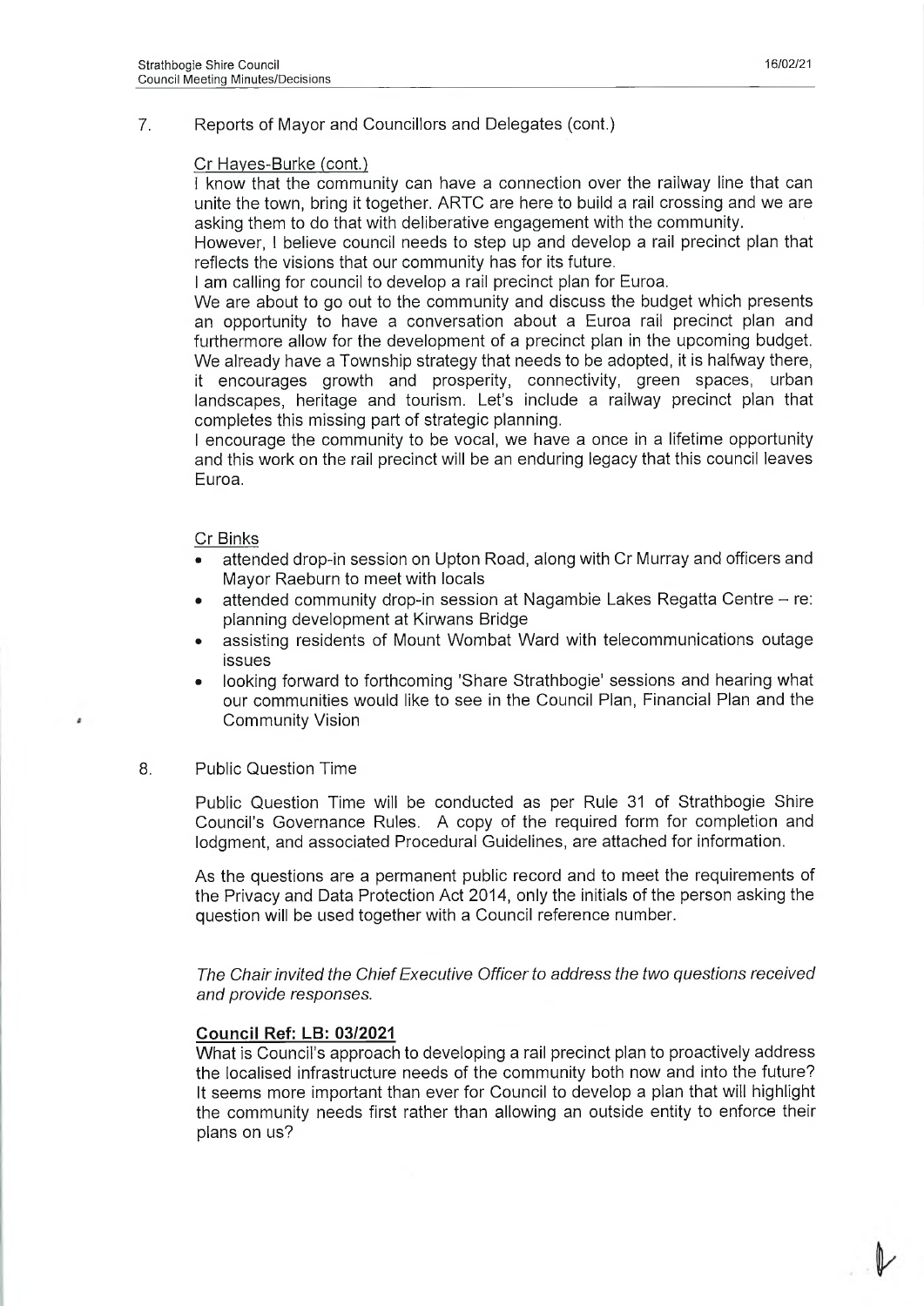## 7. Reports of Mayor and Councillors and Delegates (cont.)

Cr Hayes-Burke (cont.)

I know that the community can have a connection over the railway line that can unite the town, bring it together. ARTC are here to build a rail crossing and we are asking them to do that with deliberative engagement with the community.

However, I believe council needs to step up and develop a rail precinct plan that reflects the visions that our community has for its future.

I am calling for council to develop a rail precinct plan for Euroa.

We are about to go out to the community and discuss the budget which presents an opportunity to have a conversation about a Euroa rail precinct plan and furthermore allow for the development of a precinct plan in the upcoming budget.

We already have a Township strategy that needs to be adopted, it is halfway there, it encourages growth and prosperity, connectivity, green spaces, urban landscapes, heritage and tourism. Let's include a railway precinct plan that completes this missing part of strategic planning.

I encourage the community to be vocal, we have a once in a lifetime opportunity and this work on the rail precinct will be an enduring legacy that this council leaves Euroa.

Cr Binks

- attended drop-in session on Upton Road, along with Cr Murray and officers and Mayor Raeburn to meet with locals
- attended community drop-in session at Nagambie Lakes Regatta Centre – re: planning development at Kirwans Bridge
- assisting residents of Mount Wombat Ward with telecommunications outage issues
- looking forward to forthcoming 'Share Strathbogie' sessions and hearing what our communities would like to see in the Council Plan, Financial Plan and the Community Vision

## 8. Public Question Time

Public Question Time will be conducted as per Rule 31 of Strathbogie Shire Council's Governance Rules. A copy of the required form for completion and lodgment, and associated Procedural Guidelines, are attached for information.

As the questions are a permanent public record and to meet the requirements of the Privacy and Data Protection Act 2014, only the initials of the person asking the question will be used together with a Council reference number.

*The Chair invited the Chief Executive Officer to address the two questions received and provide responses.*

**Council Ref: LB: 03/2021**

What is Council's approach to developing a rail precinct plan to proactively address the localised infrastructure needs of the community both now and into the future? It seems more important than ever for Council to develop a plan that will highlight the community needs first rather than allowing an outside entity to enforce their plans on us?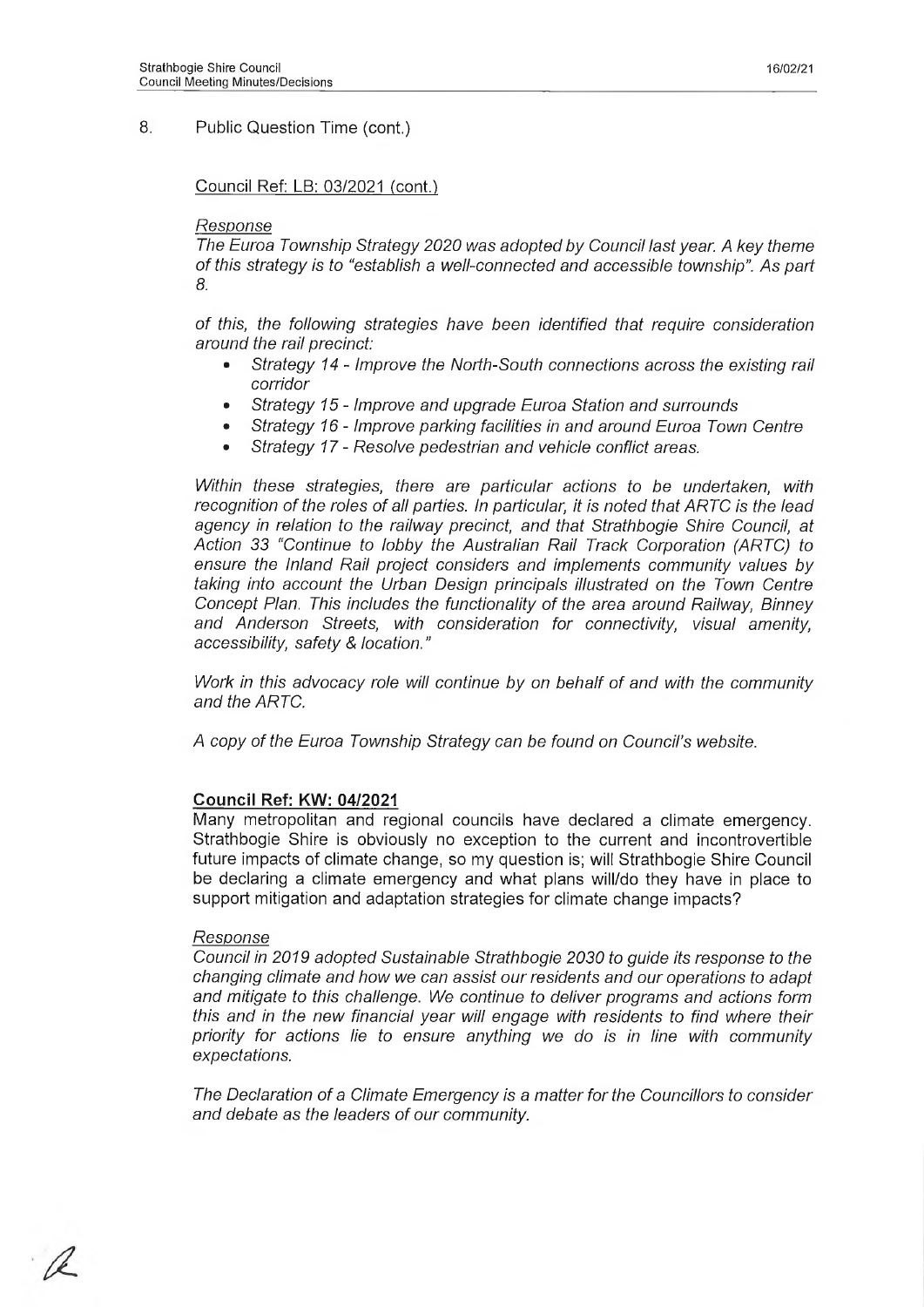8. Public Question Time (cont.)

Council Ref: LB: 03/2021 (cont.)

*Response*

*The Euroa Township Strategy 2020 was adopted by Council last year. A key theme of this strategy is to "establish a well-connected and accessible township". As part 8.*

*of this, the following strategies have been identified that require consideration around the rail precinct:*

- *Strategy 14 - Improve the North-South connections across the existing rail corridor*
- *Strategy 15 - Improve and upgrade Euroa Station and surrounds*
- *Strategy 16 - Improve parking facilities in and around Euroa Town Centre*
- *Strategy 17 - Resolve pedestrian and vehicle conflict areas.*

*Within these strategies, there are particular actions to be undertaken, with recognition of the roles of all parties. In particular, it is noted that ARTC is the lead agency in relation to the railway precinct, and that Strathbogie Shire Council, at Action 33 "Continue to lobby the Australian Rail Track Corporation (ARTC) to ensure the Inland Rail project considers and implements community values by taking into account the Urban Design principals illustrated on the Town Centre Concept Plan. This includes the functionality of the area around Railway, Binney and Anderson Streets, with consideration for connectivity, visual amenity, accessibility, safety & location."*

*Work in this advocacy role will continue by on behalf of and with the community and the ARTC.*

*A copy of the Euroa Township Strategy can be found on Council's website.*

**Council Ref: KW: 04/2021**

Many metropolitan and regional councils have declared a climate emergency. Strathbogie Shire is obviously no exception to the current and incontrovertible future impacts of climate change, so my question is; will Strathbogie Shire Council be declaring a climate emergency and what plans will/do they have in place to support mitigation and adaptation strategies for climate change impacts?

*Response*

*Council in 2019 adopted Sustainable Strathbogie 2030 to guide its response to the changing climate and how we can assist our residents and our operations to adapt and mitigate to this challenge. We continue to deliver programs and actions form this and in the new financial year will engage with residents to find where their priority for actions lie to ensure anything we do is in line with community expectations.*

*The Declaration of a Climate Emergency is a matter for the Councillors to consider and debate as the leaders of our community.*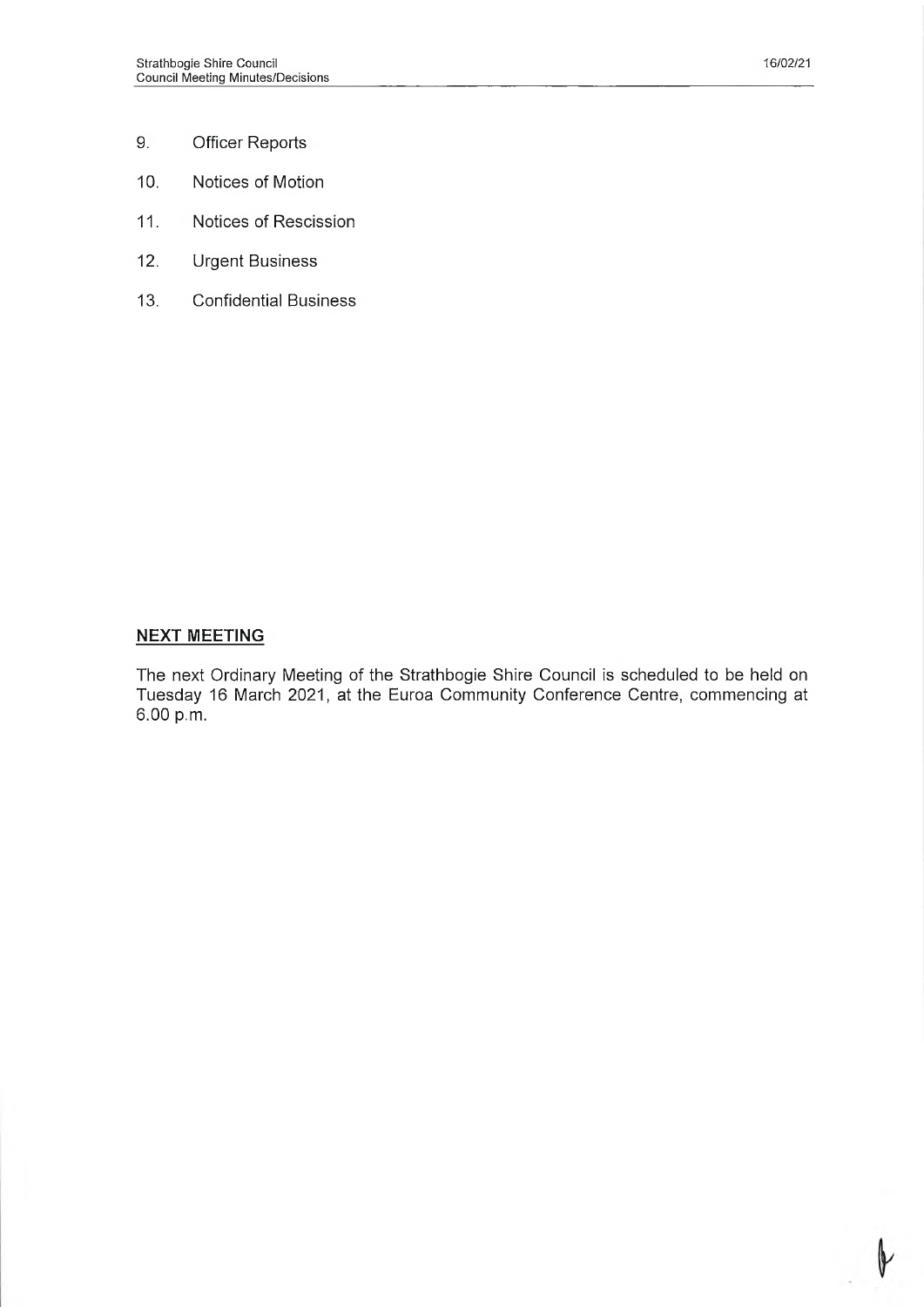9. Officer Reports

10. Notices of Motion

11. Notices of Rescission

12. Urgent Business

13. Confidential Business

**NEXT MEETING**

The next Ordinary Meeting of the Strathbogie Shire Council is scheduled to be held on Tuesday 16 March 2021, at the Euroa Community Conference Centre, commencing at 6.00 p.m.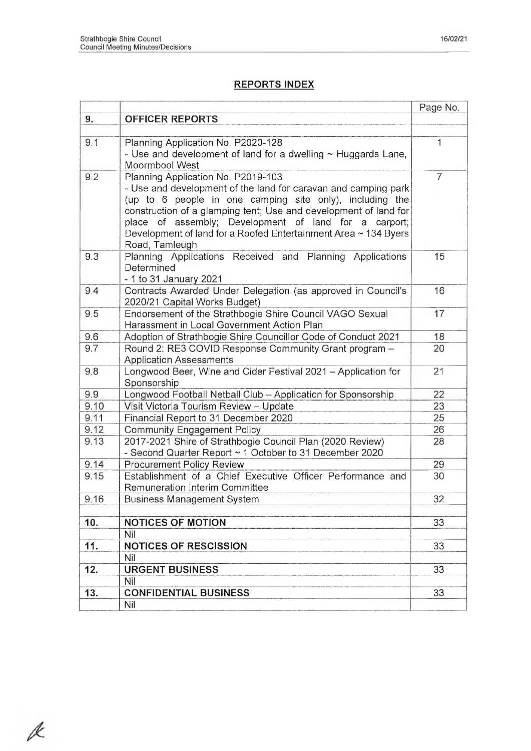## REPORTS INDEX

| | | Page No. |
|---|---|---|
| **9.** | **OFFICER REPORTS** | |
| | | |
| 9.1 | Planning Application No. P2020-128<br>- Use and development of land for a dwelling ~ Huggards Lane, Moormbool West | 1 |
| 9.2 | Planning Application No. P2019-103<br>- Use and development of the land for caravan and camping park (up to 6 people in one camping site only), including the construction of a glamping tent; Use and development of land for place of assembly; Development of land for a carport; Development of land for a Roofed Entertainment Area ~ 134 Byers Road, Tamleugh | 7 |
| 9.3 | Planning Applications Received and Planning Applications Determined<br>- 1 to 31 January 2021 | 15 |
| 9.4 | Contracts Awarded Under Delegation (as approved in Council's 2020/21 Capital Works Budget) | 16 |
| 9.5 | Endorsement of the Strathbogie Shire Council VAGO Sexual Harassment in Local Government Action Plan | 17 |
| 9.6 | Adoption of Strathbogie Shire Councillor Code of Conduct 2021 | 18 |
| 9.7 | Round 2: RE3 COVID Response Community Grant program – Application Assessments | 20 |
| 9.8 | Longwood Beer, Wine and Cider Festival 2021 – Application for Sponsorship | 21 |
| 9.9 | Longwood Football Netball Club – Application for Sponsorship | 22 |
| 9.10 | Visit Victoria Tourism Review – Update | 23 |
| 9.11 | Financial Report to 31 December 2020 | 25 |
| 9.12 | Community Engagement Policy | 26 |
| 9.13 | 2017-2021 Shire of Strathbogie Council Plan (2020 Review)<br>- Second Quarter Report ~ 1 October to 31 December 2020 | 28 |
| 9.14 | Procurement Policy Review | 29 |
| 9.15 | Establishment of a Chief Executive Officer Performance and Remuneration Interim Committee | 30 |
| 9.16 | Business Management System | 32 |
| | | |
| **10.** | **NOTICES OF MOTION** | 33 |
| | Nil | |
| **11.** | **NOTICES OF RESCISSION** | 33 |
| | Nil | |
| **12.** | **URGENT BUSINESS** | 33 |
| | Nil | |
| **13.** | **CONFIDENTIAL BUSINESS** | 33 |
| | Nil | |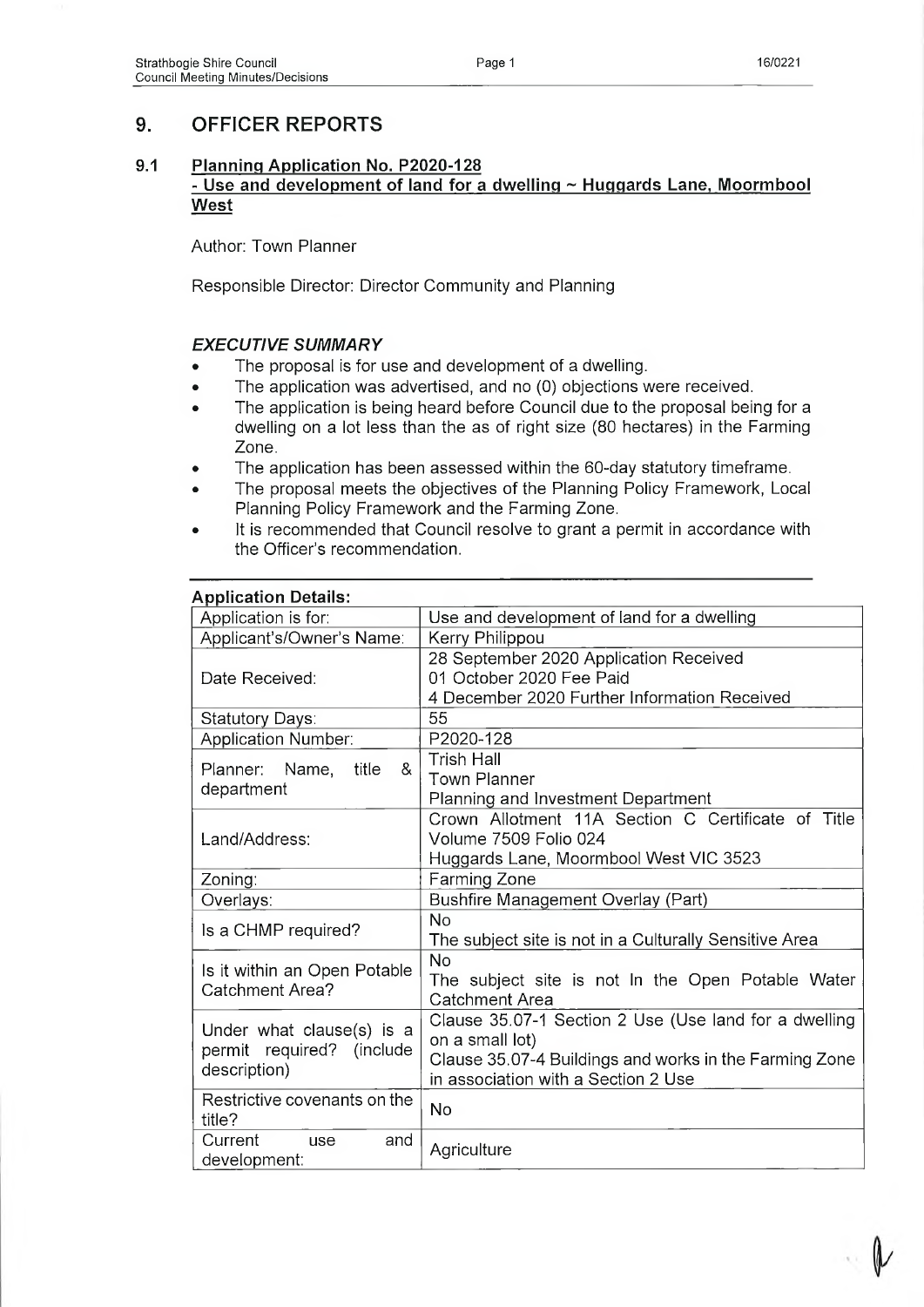## 9. OFFICER REPORTS

### 9.1 Planning Application No. P2020-128 - Use and development of land for a dwelling ~ Huggards Lane, Moormbool West

Author: Town Planner

Responsible Director: Director Community and Planning

#### *EXECUTIVE SUMMARY*

- The proposal is for use and development of a dwelling.
- The application was advertised, and no (0) objections were received.
- The application is being heard before Council due to the proposal being for a dwelling on a lot less than the as of right size (80 hectares) in the Farming Zone.
- The application has been assessed within the 60-day statutory timeframe.
- The proposal meets the objectives of the Planning Policy Framework, Local Planning Policy Framework and the Farming Zone.
- It is recommended that Council resolve to grant a permit in accordance with the Officer's recommendation.

**Application Details:**

| | |
|---|---|
| Application is for: | Use and development of land for a dwelling |
| Applicant's/Owner's Name: | Kerry Philippou |
| Date Received: | 28 September 2020 Application Received<br>01 October 2020 Fee Paid<br>4 December 2020 Further Information Received |
| Statutory Days: | 55 |
| Application Number: | P2020-128 |
| Planner: Name, title & department | Trish Hall<br>Town Planner<br>Planning and Investment Department |
| Land/Address: | Crown Allotment 11A Section C Certificate of Title Volume 7509 Folio 024<br>Huggards Lane, Moormbool West VIC 3523 |
| Zoning: | Farming Zone |
| Overlays: | Bushfire Management Overlay (Part) |
| Is a CHMP required? | No<br>The subject site is not in a Culturally Sensitive Area |
| Is it within an Open Potable Catchment Area? | No<br>The subject site is not In the Open Potable Water Catchment Area |
| Under what clause(s) is a permit required? (include description) | Clause 35.07-1 Section 2 Use (Use land for a dwelling on a small lot)<br>Clause 35.07-4 Buildings and works in the Farming Zone in association with a Section 2 Use |
| Restrictive covenants on the title? | No |
| Current use and development: | Agriculture |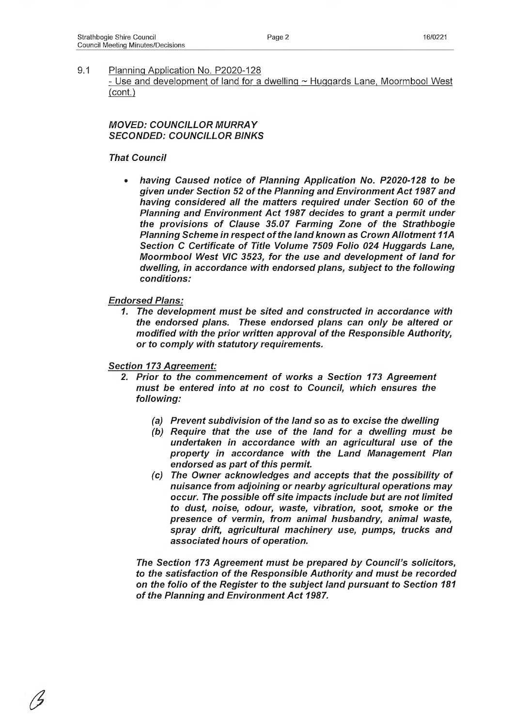9.1 Planning Application No. P2020-128
- Use and development of land for a dwelling ~ Huggards Lane, Moormbool West (cont.)

***MOVED: COUNCILLOR MURRAY***
***SECONDED: COUNCILLOR BINKS***

***That Council***

- ***having Caused notice of Planning Application No. P2020-128 to be given under Section 52 of the Planning and Environment Act 1987 and having considered all the matters required under Section 60 of the Planning and Environment Act 1987 decides to grant a permit under the provisions of Clause 35.07 Farming Zone of the Strathbogie Planning Scheme in respect of the land known as Crown Allotment 11A Section C Certificate of Title Volume 7509 Folio 024 Huggards Lane, Moormbool West VIC 3523, for the use and development of land for dwelling, in accordance with endorsed plans, subject to the following conditions:***

***Endorsed Plans:***

1. ***The development must be sited and constructed in accordance with the endorsed plans. These endorsed plans can only be altered or modified with the prior written approval of the Responsible Authority, or to comply with statutory requirements.***

***Section 173 Agreement:***

2. ***Prior to the commencement of works a Section 173 Agreement must be entered into at no cost to Council, which ensures the following:***

   ***(a) Prevent subdivision of the land so as to excise the dwelling***
   ***(b) Require that the use of the land for a dwelling must be undertaken in accordance with an agricultural use of the property in accordance with the Land Management Plan endorsed as part of this permit.***
   ***(c) The Owner acknowledges and accepts that the possibility of nuisance from adjoining or nearby agricultural operations may occur. The possible off site impacts include but are not limited to dust, noise, odour, waste, vibration, soot, smoke or the presence of vermin, from animal husbandry, animal waste, spray drift, agricultural machinery use, pumps, trucks and associated hours of operation.***

***The Section 173 Agreement must be prepared by Council's solicitors, to the satisfaction of the Responsible Authority and must be recorded on the folio of the Register to the subject land pursuant to Section 181 of the Planning and Environment Act 1987.***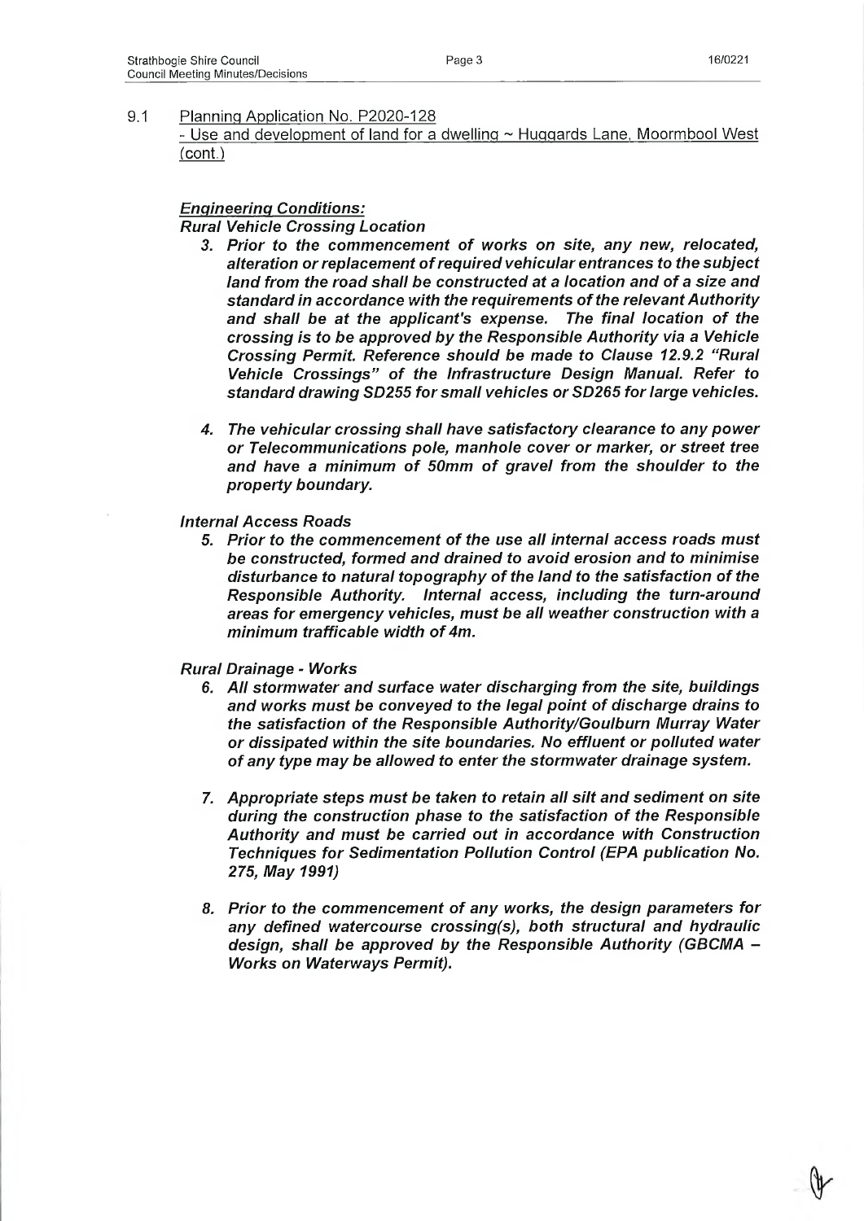9.1 Planning Application No. P2020-128
- Use and development of land for a dwelling ~ Huggards Lane, Moormbool West (cont.)

***Engineering Conditions:***

***Rural Vehicle Crossing Location***

3. ***Prior to the commencement of works on site, any new, relocated, alteration or replacement of required vehicular entrances to the subject land from the road shall be constructed at a location and of a size and standard in accordance with the requirements of the relevant Authority and shall be at the applicant's expense. The final location of the crossing is to be approved by the Responsible Authority via a Vehicle Crossing Permit. Reference should be made to Clause 12.9.2 "Rural Vehicle Crossings" of the Infrastructure Design Manual. Refer to standard drawing SD255 for small vehicles or SD265 for large vehicles.***

4. ***The vehicular crossing shall have satisfactory clearance to any power or Telecommunications pole, manhole cover or marker, or street tree and have a minimum of 50mm of gravel from the shoulder to the property boundary.***

***Internal Access Roads***

5. ***Prior to the commencement of the use all internal access roads must be constructed, formed and drained to avoid erosion and to minimise disturbance to natural topography of the land to the satisfaction of the Responsible Authority. Internal access, including the turn-around areas for emergency vehicles, must be all weather construction with a minimum trafficable width of 4m.***

***Rural Drainage - Works***

6. ***All stormwater and surface water discharging from the site, buildings and works must be conveyed to the legal point of discharge drains to the satisfaction of the Responsible Authority/Goulburn Murray Water or dissipated within the site boundaries. No effluent or polluted water of any type may be allowed to enter the stormwater drainage system.***

7. ***Appropriate steps must be taken to retain all silt and sediment on site during the construction phase to the satisfaction of the Responsible Authority and must be carried out in accordance with Construction Techniques for Sedimentation Pollution Control (EPA publication No. 275, May 1991)***

8. ***Prior to the commencement of any works, the design parameters for any defined watercourse crossing(s), both structural and hydraulic design, shall be approved by the Responsible Authority (GBCMA – Works on Waterways Permit).***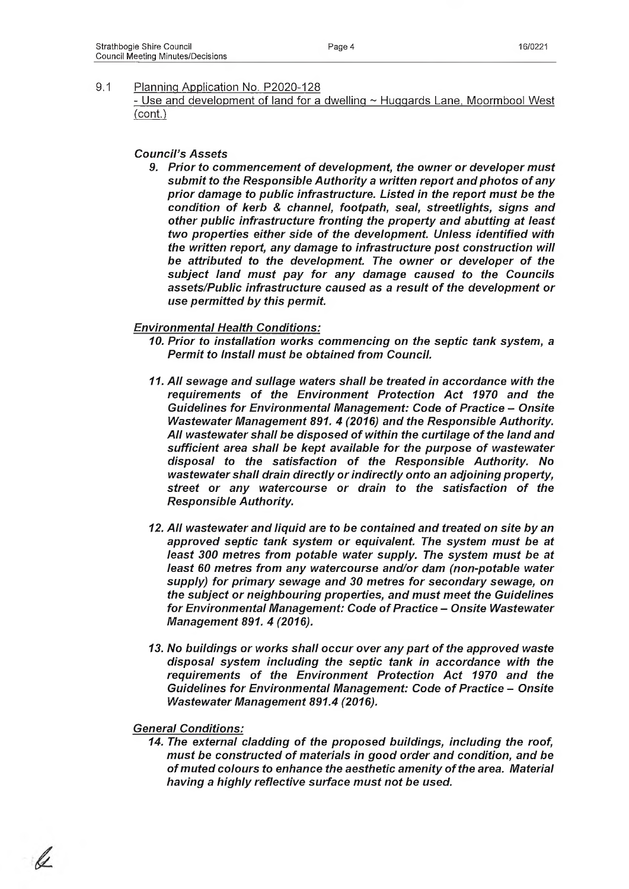9.1 Planning Application No. P2020-128
- Use and development of land for a dwelling ~ Huggards Lane, Moormbool West (cont.)

***Council's Assets***

9. ***Prior to commencement of development, the owner or developer must submit to the Responsible Authority a written report and photos of any prior damage to public infrastructure. Listed in the report must be the condition of kerb & channel, footpath, seal, streetlights, signs and other public infrastructure fronting the property and abutting at least two properties either side of the development. Unless identified with the written report, any damage to infrastructure post construction will be attributed to the development. The owner or developer of the subject land must pay for any damage caused to the Councils assets/Public infrastructure caused as a result of the development or use permitted by this permit.***

***Environmental Health Conditions:***

10. ***Prior to installation works commencing on the septic tank system, a Permit to Install must be obtained from Council.***

11. ***All sewage and sullage waters shall be treated in accordance with the requirements of the Environment Protection Act 1970 and the Guidelines for Environmental Management: Code of Practice – Onsite Wastewater Management 891. 4 (2016) and the Responsible Authority. All wastewater shall be disposed of within the curtilage of the land and sufficient area shall be kept available for the purpose of wastewater disposal to the satisfaction of the Responsible Authority. No wastewater shall drain directly or indirectly onto an adjoining property, street or any watercourse or drain to the satisfaction of the Responsible Authority.***

12. ***All wastewater and liquid are to be contained and treated on site by an approved septic tank system or equivalent. The system must be at least 300 metres from potable water supply. The system must be at least 60 metres from any watercourse and/or dam (non-potable water supply) for primary sewage and 30 metres for secondary sewage, on the subject or neighbouring properties, and must meet the Guidelines for Environmental Management: Code of Practice – Onsite Wastewater Management 891. 4 (2016).***

13. ***No buildings or works shall occur over any part of the approved waste disposal system including the septic tank in accordance with the requirements of the Environment Protection Act 1970 and the Guidelines for Environmental Management: Code of Practice – Onsite Wastewater Management 891.4 (2016).***

***General Conditions:***

14. ***The external cladding of the proposed buildings, including the roof, must be constructed of materials in good order and condition, and be of muted colours to enhance the aesthetic amenity of the area. Material having a highly reflective surface must not be used.***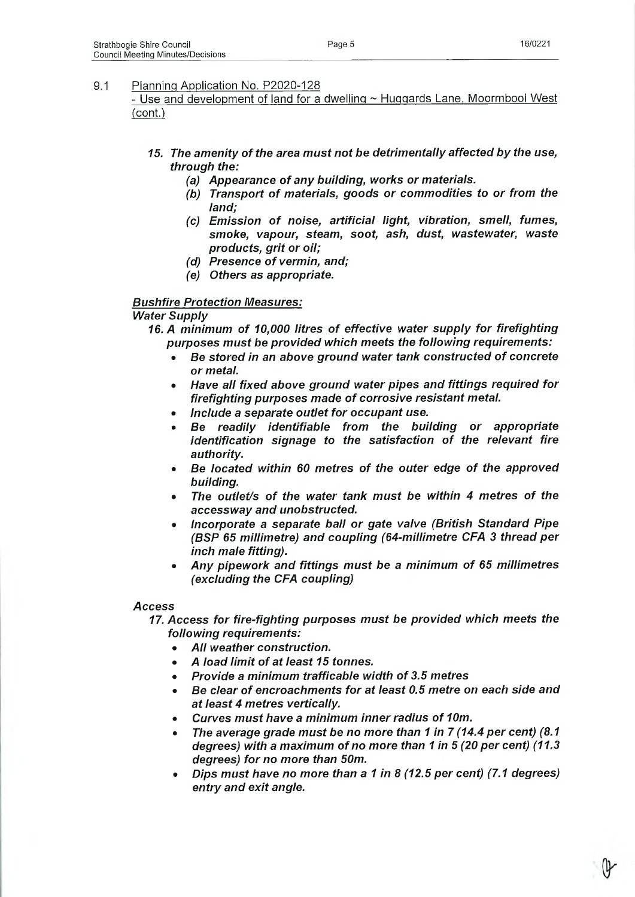9.1 Planning Application No. P2020-128
- Use and development of land for a dwelling ~ Huggards Lane, Moormbool West (cont.)

15. ***The amenity of the area must not be detrimentally affected by the use, through the:***
    (a) ***Appearance of any building, works or materials.***
    (b) ***Transport of materials, goods or commodities to or from the land;***
    (c) ***Emission of noise, artificial light, vibration, smell, fumes, smoke, vapour, steam, soot, ash, dust, wastewater, waste products, grit or oil;***
    (d) ***Presence of vermin, and;***
    (e) ***Others as appropriate.***

***Bushfire Protection Measures:***

***Water Supply***

16. ***A minimum of 10,000 litres of effective water supply for firefighting purposes must be provided which meets the following requirements:***
    - ***Be stored in an above ground water tank constructed of concrete or metal.***
    - ***Have all fixed above ground water pipes and fittings required for firefighting purposes made of corrosive resistant metal.***
    - ***Include a separate outlet for occupant use.***
    - ***Be readily identifiable from the building or appropriate identification signage to the satisfaction of the relevant fire authority.***
    - ***Be located within 60 metres of the outer edge of the approved building.***
    - ***The outlet/s of the water tank must be within 4 metres of the accessway and unobstructed.***
    - ***Incorporate a separate ball or gate valve (British Standard Pipe (BSP 65 millimetre) and coupling (64-millimetre CFA 3 thread per inch male fitting).***
    - ***Any pipework and fittings must be a minimum of 65 millimetres (excluding the CFA coupling)***

***Access***

17. ***Access for fire-fighting purposes must be provided which meets the following requirements:***
    - ***All weather construction.***
    - ***A load limit of at least 15 tonnes.***
    - ***Provide a minimum trafficable width of 3.5 metres***
    - ***Be clear of encroachments for at least 0.5 metre on each side and at least 4 metres vertically.***
    - ***Curves must have a minimum inner radius of 10m.***
    - ***The average grade must be no more than 1 in 7 (14.4 per cent) (8.1 degrees) with a maximum of no more than 1 in 5 (20 per cent) (11.3 degrees) for no more than 50m.***
    - ***Dips must have no more than a 1 in 8 (12.5 per cent) (7.1 degrees) entry and exit angle.***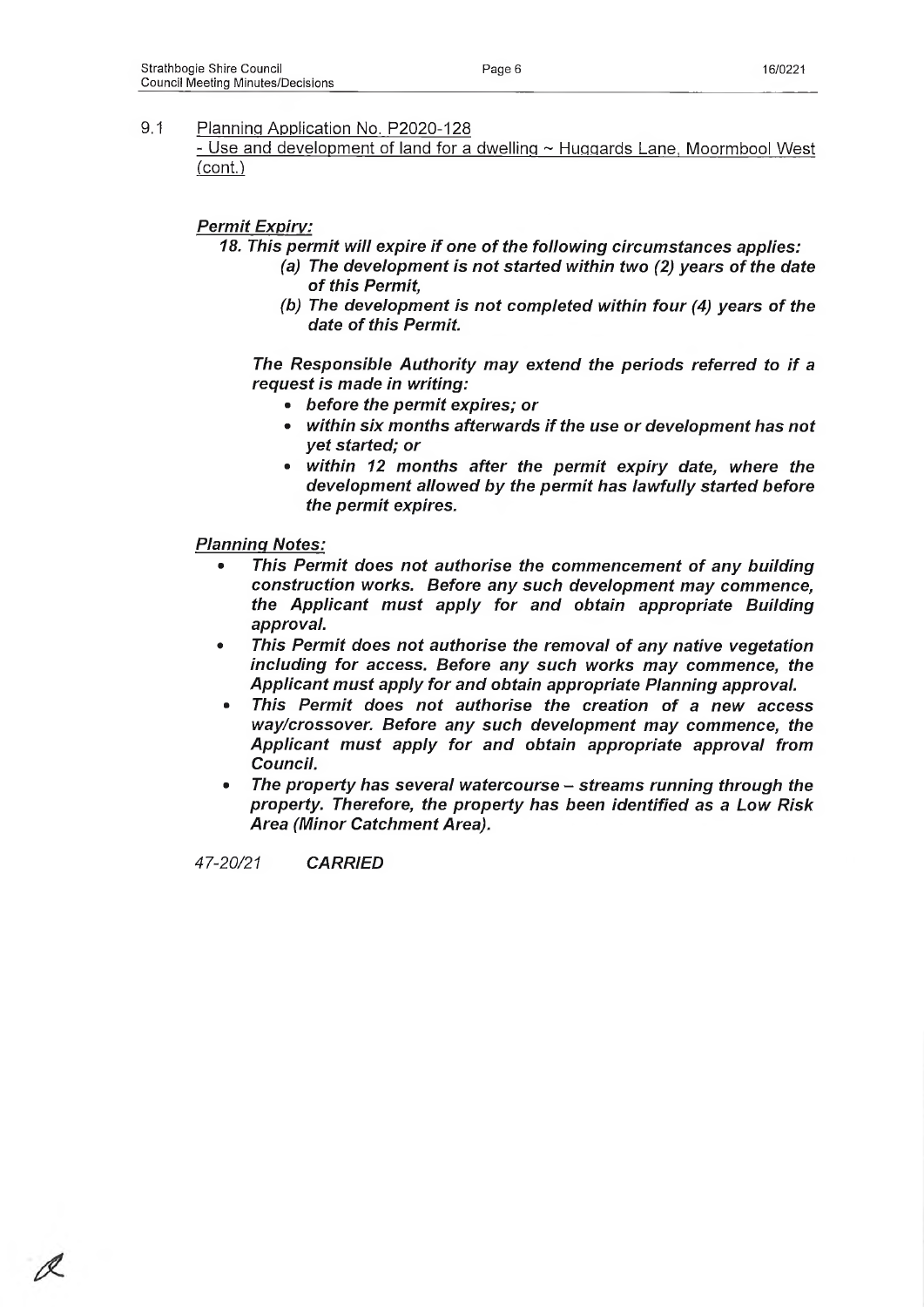9.1 Planning Application No. P2020-128
- Use and development of land for a dwelling ~ Huggards Lane, Moormbool West (cont.)

***Permit Expiry:***

***18. This permit will expire if one of the following circumstances applies:***

- ***(a) The development is not started within two (2) years of the date of this Permit,***
- ***(b) The development is not completed within four (4) years of the date of this Permit.***

***The Responsible Authority may extend the periods referred to if a request is made in writing:***

- ***before the permit expires; or***
- ***within six months afterwards if the use or development has not yet started; or***
- ***within 12 months after the permit expiry date, where the development allowed by the permit has lawfully started before the permit expires.***

***Planning Notes:***

- ***This Permit does not authorise the commencement of any building construction works. Before any such development may commence, the Applicant must apply for and obtain appropriate Building approval.***
- ***This Permit does not authorise the removal of any native vegetation including for access. Before any such works may commence, the Applicant must apply for and obtain appropriate Planning approval.***
- ***This Permit does not authorise the creation of a new access way/crossover. Before any such development may commence, the Applicant must apply for and obtain appropriate approval from Council.***
- ***The property has several watercourse – streams running through the property. Therefore, the property has been identified as a Low Risk Area (Minor Catchment Area).***

*47-20/21* ***CARRIED***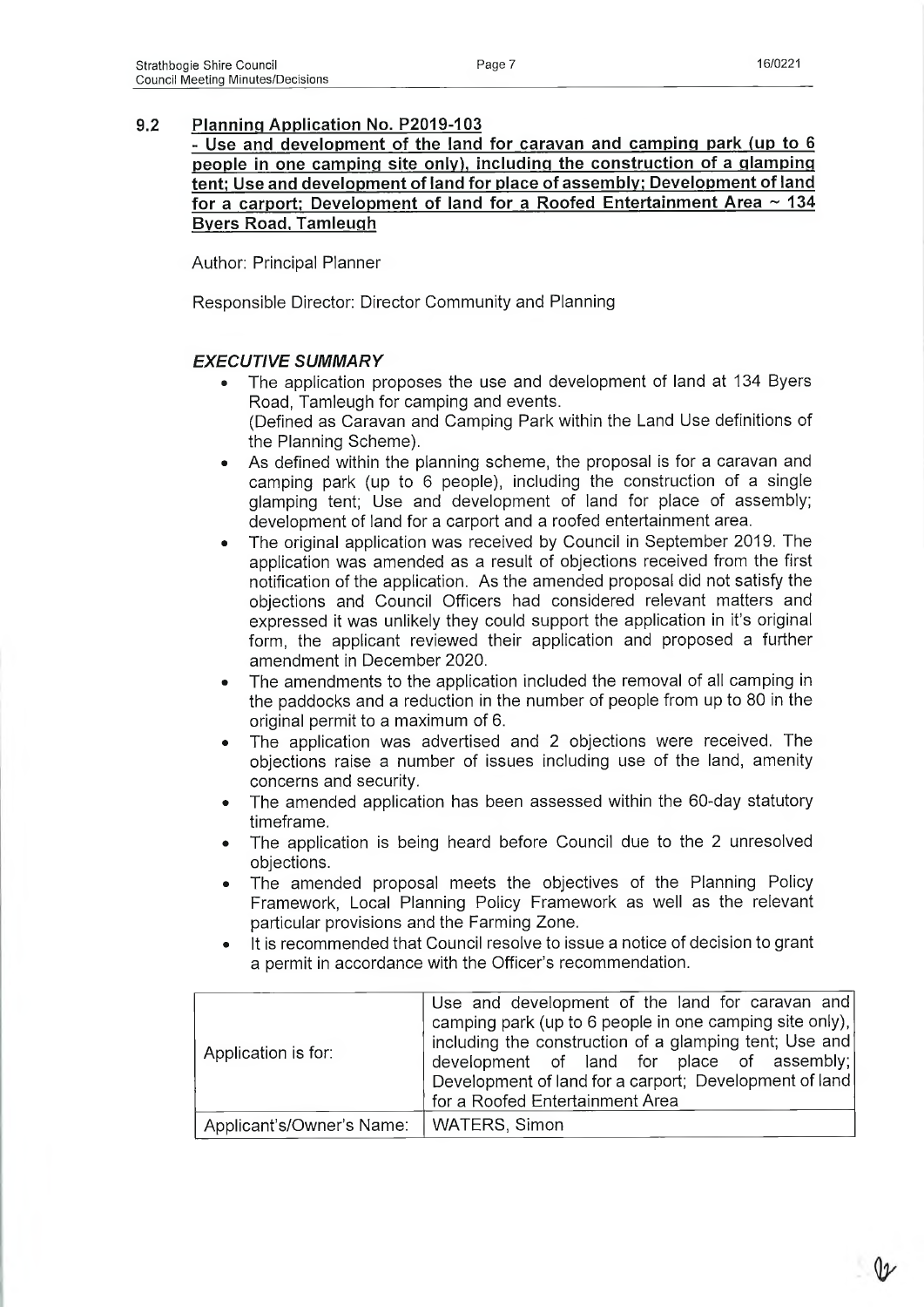## 9.2 Planning Application No. P2019-103

**- Use and development of the land for caravan and camping park (up to 6 people in one camping site only), including the construction of a glamping tent; Use and development of land for place of assembly; Development of land for a carport; Development of land for a Roofed Entertainment Area ~ 134 Byers Road, Tamleugh**

Author: Principal Planner

Responsible Director: Director Community and Planning

### *EXECUTIVE SUMMARY*

- The application proposes the use and development of land at 134 Byers Road, Tamleugh for camping and events.
  (Defined as Caravan and Camping Park within the Land Use definitions of the Planning Scheme).
- As defined within the planning scheme, the proposal is for a caravan and camping park (up to 6 people), including the construction of a single glamping tent; Use and development of land for place of assembly; development of land for a carport and a roofed entertainment area.
- The original application was received by Council in September 2019. The application was amended as a result of objections received from the first notification of the application. As the amended proposal did not satisfy the objections and Council Officers had considered relevant matters and expressed it was unlikely they could support the application in it's original form, the applicant reviewed their application and proposed a further amendment in December 2020.
- The amendments to the application included the removal of all camping in the paddocks and a reduction in the number of people from up to 80 in the original permit to a maximum of 6.
- The application was advertised and 2 objections were received. The objections raise a number of issues including use of the land, amenity concerns and security.
- The amended application has been assessed within the 60-day statutory timeframe.
- The application is being heard before Council due to the 2 unresolved objections.
- The amended proposal meets the objectives of the Planning Policy Framework, Local Planning Policy Framework as well as the relevant particular provisions and the Farming Zone.
- It is recommended that Council resolve to issue a notice of decision to grant a permit in accordance with the Officer's recommendation.

| | |
|---|---|
| Application is for: | Use and development of the land for caravan and camping park (up to 6 people in one camping site only), including the construction of a glamping tent; Use and development of land for place of assembly; Development of land for a carport; Development of land for a Roofed Entertainment Area |
| Applicant's/Owner's Name: | WATERS, Simon |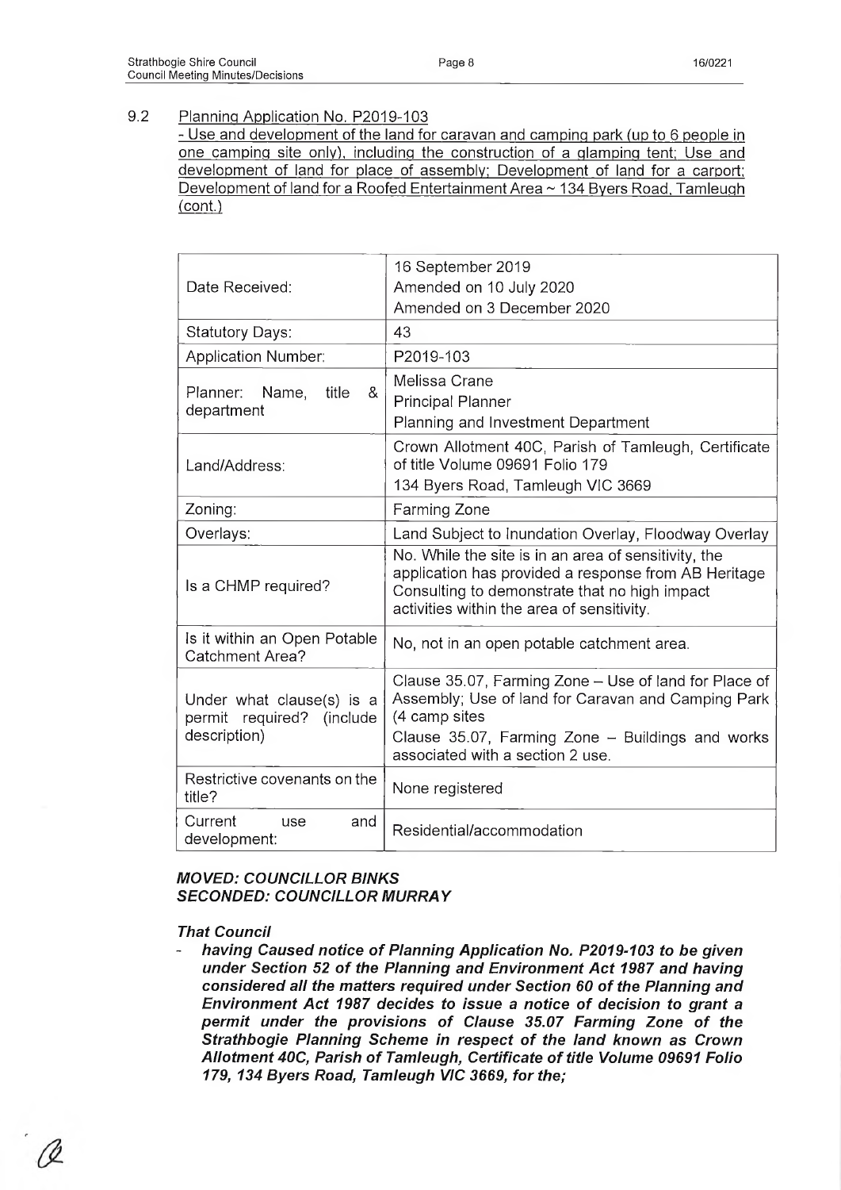9.2 Planning Application No. P2019-103
- Use and development of the land for caravan and camping park (up to 6 people in one camping site only), including the construction of a glamping tent; Use and development of land for place of assembly; Development of land for a carport; Development of land for a Roofed Entertainment Area ~ 134 Byers Road, Tamleugh (cont.)

| | |
|---|---|
| Date Received: | 16 September 2019<br>Amended on 10 July 2020<br>Amended on 3 December 2020 |
| Statutory Days: | 43 |
| Application Number: | P2019-103 |
| Planner: Name, title & department | Melissa Crane<br>Principal Planner<br>Planning and Investment Department |
| Land/Address: | Crown Allotment 40C, Parish of Tamleugh, Certificate of title Volume 09691 Folio 179<br>134 Byers Road, Tamleugh VIC 3669 |
| Zoning: | Farming Zone |
| Overlays: | Land Subject to Inundation Overlay, Floodway Overlay |
| Is a CHMP required? | No. While the site is in an area of sensitivity, the application has provided a response from AB Heritage Consulting to demonstrate that no high impact activities within the area of sensitivity. |
| Is it within an Open Potable Catchment Area? | No, not in an open potable catchment area. |
| Under what clause(s) is a permit required? (include description) | Clause 35.07, Farming Zone – Use of land for Place of Assembly; Use of land for Caravan and Camping Park (4 camp sites<br>Clause 35.07, Farming Zone – Buildings and works associated with a section 2 use. |
| Restrictive covenants on the title? | None registered |
| Current use and development: | Residential/accommodation |

***MOVED: COUNCILLOR BINKS***
***SECONDED: COUNCILLOR MURRAY***

***That Council***

- ***having Caused notice of Planning Application No. P2019-103 to be given under Section 52 of the Planning and Environment Act 1987 and having considered all the matters required under Section 60 of the Planning and Environment Act 1987 decides to issue a notice of decision to grant a permit under the provisions of Clause 35.07 Farming Zone of the Strathbogie Planning Scheme in respect of the land known as Crown Allotment 40C, Parish of Tamleugh, Certificate of title Volume 09691 Folio 179, 134 Byers Road, Tamleugh VIC 3669, for the;***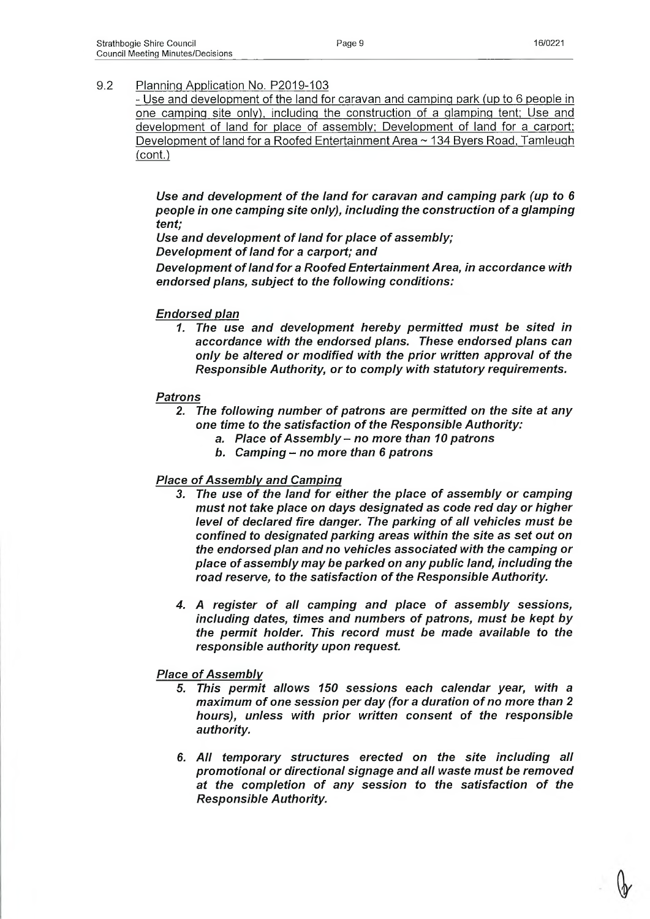## 9.2 Planning Application No. P2019-103

- Use and development of the land for caravan and camping park (up to 6 people in one camping site only), including the construction of a glamping tent; Use and development of land for place of assembly; Development of land for a carport; Development of land for a Roofed Entertainment Area ~ 134 Byers Road, Tamleugh (cont.)

***Use and development of the land for caravan and camping park (up to 6 people in one camping site only), including the construction of a glamping tent;***

***Use and development of land for place of assembly;***

***Development of land for a carport; and***

***Development of land for a Roofed Entertainment Area, in accordance with endorsed plans, subject to the following conditions:***

***Endorsed plan***

1. ***The use and development hereby permitted must be sited in accordance with the endorsed plans. These endorsed plans can only be altered or modified with the prior written approval of the Responsible Authority, or to comply with statutory requirements.***

***Patrons***

2. ***The following number of patrons are permitted on the site at any one time to the satisfaction of the Responsible Authority:***
   a. ***Place of Assembly – no more than 10 patrons***
   b. ***Camping – no more than 6 patrons***

***Place of Assembly and Camping***

3. ***The use of the land for either the place of assembly or camping must not take place on days designated as code red day or higher level of declared fire danger. The parking of all vehicles must be confined to designated parking areas within the site as set out on the endorsed plan and no vehicles associated with the camping or place of assembly may be parked on any public land, including the road reserve, to the satisfaction of the Responsible Authority.***

4. ***A register of all camping and place of assembly sessions, including dates, times and numbers of patrons, must be kept by the permit holder. This record must be made available to the responsible authority upon request.***

***Place of Assembly***

5. ***This permit allows 150 sessions each calendar year, with a maximum of one session per day (for a duration of no more than 2 hours), unless with prior written consent of the responsible authority.***

6. ***All temporary structures erected on the site including all promotional or directional signage and all waste must be removed at the completion of any session to the satisfaction of the Responsible Authority.***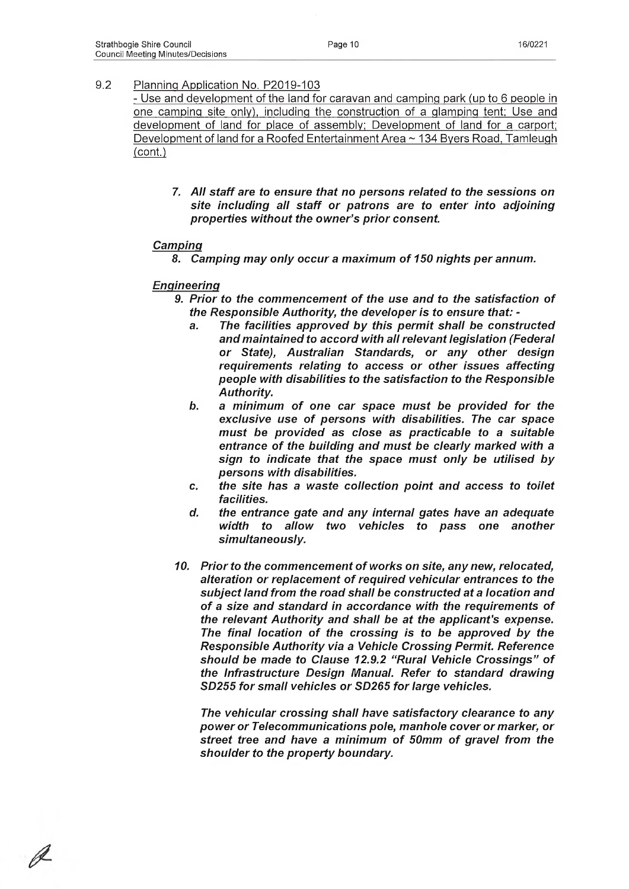9.2 <u>Planning Application No. P2019-103</u>
<u>- Use and development of the land for caravan and camping park (up to 6 people in one camping site only), including the construction of a glamping tent; Use and development of land for place of assembly; Development of land for a carport; Development of land for a Roofed Entertainment Area ~ 134 Byers Road, Tamleugh (cont.)</u>

7. ***All staff are to ensure that no persons related to the sessions on site including all staff or patrons are to enter into adjoining properties without the owner's prior consent.***

***<u>Camping</u>***

8. ***Camping may only occur a maximum of 150 nights per annum.***

***<u>Engineering</u>***

9. ***Prior to the commencement of the use and to the satisfaction of the Responsible Authority, the developer is to ensure that: -***
   a. ***The facilities approved by this permit shall be constructed and maintained to accord with all relevant legislation (Federal or State), Australian Standards, or any other design requirements relating to access or other issues affecting people with disabilities to the satisfaction to the Responsible Authority.***
   b. ***a minimum of one car space must be provided for the exclusive use of persons with disabilities. The car space must be provided as close as practicable to a suitable entrance of the building and must be clearly marked with a sign to indicate that the space must only be utilised by persons with disabilities.***
   c. ***the site has a waste collection point and access to toilet facilities.***
   d. ***the entrance gate and any internal gates have an adequate width to allow two vehicles to pass one another simultaneously.***

10. ***Prior to the commencement of works on site, any new, relocated, alteration or replacement of required vehicular entrances to the subject land from the road shall be constructed at a location and of a size and standard in accordance with the requirements of the relevant Authority and shall be at the applicant's expense. The final location of the crossing is to be approved by the Responsible Authority via a Vehicle Crossing Permit. Reference should be made to Clause 12.9.2 "Rural Vehicle Crossings" of the Infrastructure Design Manual. Refer to standard drawing SD255 for small vehicles or SD265 for large vehicles.***

    ***The vehicular crossing shall have satisfactory clearance to any power or Telecommunications pole, manhole cover or marker, or street tree and have a minimum of 50mm of gravel from the shoulder to the property boundary.***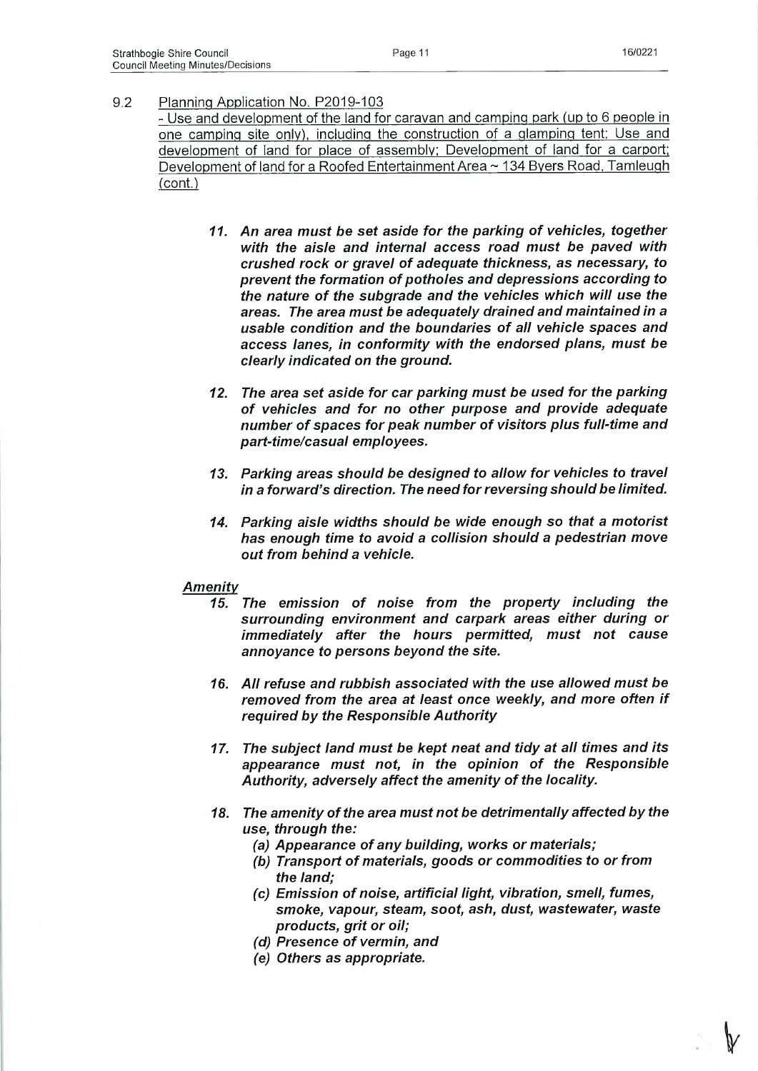9.2 Planning Application No. P2019-103
- Use and development of the land for caravan and camping park (up to 6 people in one camping site only), including the construction of a glamping tent; Use and development of land for place of assembly; Development of land for a carport; Development of land for a Roofed Entertainment Area ~ 134 Byers Road, Tamleugh (cont.)

11. ***An area must be set aside for the parking of vehicles, together with the aisle and internal access road must be paved with crushed rock or gravel of adequate thickness, as necessary, to prevent the formation of potholes and depressions according to the nature of the subgrade and the vehicles which will use the areas. The area must be adequately drained and maintained in a usable condition and the boundaries of all vehicle spaces and access lanes, in conformity with the endorsed plans, must be clearly indicated on the ground.***

12. ***The area set aside for car parking must be used for the parking of vehicles and for no other purpose and provide adequate number of spaces for peak number of visitors plus full-time and part-time/casual employees.***

13. ***Parking areas should be designed to allow for vehicles to travel in a forward's direction. The need for reversing should be limited.***

14. ***Parking aisle widths should be wide enough so that a motorist has enough time to avoid a collision should a pedestrian move out from behind a vehicle.***

***Amenity***

15. ***The emission of noise from the property including the surrounding environment and carpark areas either during or immediately after the hours permitted, must not cause annoyance to persons beyond the site.***

16. ***All refuse and rubbish associated with the use allowed must be removed from the area at least once weekly, and more often if required by the Responsible Authority***

17. ***The subject land must be kept neat and tidy at all times and its appearance must not, in the opinion of the Responsible Authority, adversely affect the amenity of the locality.***

18. ***The amenity of the area must not be detrimentally affected by the use, through the:***
    - ***(a) Appearance of any building, works or materials;***
    - ***(b) Transport of materials, goods or commodities to or from the land;***
    - ***(c) Emission of noise, artificial light, vibration, smell, fumes, smoke, vapour, steam, soot, ash, dust, wastewater, waste products, grit or oil;***
    - ***(d) Presence of vermin, and***
    - ***(e) Others as appropriate.***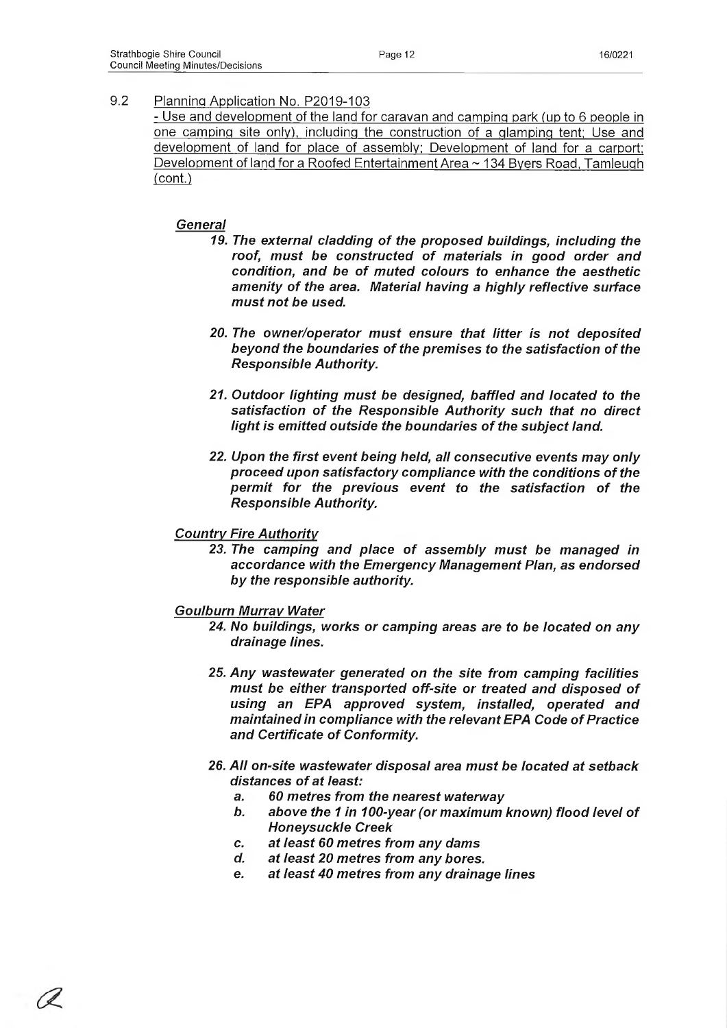9.2 Planning Application No. P2019-103
- Use and development of the land for caravan and camping park (up to 6 people in one camping site only), including the construction of a glamping tent; Use and development of land for place of assembly; Development of land for a carport; Development of land for a Roofed Entertainment Area ~ 134 Byers Road, Tamleugh (cont.)

*General*

***19. The external cladding of the proposed buildings, including the roof, must be constructed of materials in good order and condition, and be of muted colours to enhance the aesthetic amenity of the area. Material having a highly reflective surface must not be used.***

***20. The owner/operator must ensure that litter is not deposited beyond the boundaries of the premises to the satisfaction of the Responsible Authority.***

***21. Outdoor lighting must be designed, baffled and located to the satisfaction of the Responsible Authority such that no direct light is emitted outside the boundaries of the subject land.***

***22. Upon the first event being held, all consecutive events may only proceed upon satisfactory compliance with the conditions of the permit for the previous event to the satisfaction of the Responsible Authority.***

*Country Fire Authority*

***23. The camping and place of assembly must be managed in accordance with the Emergency Management Plan, as endorsed by the responsible authority.***

*Goulburn Murray Water*

***24. No buildings, works or camping areas are to be located on any drainage lines.***

***25. Any wastewater generated on the site from camping facilities must be either transported off-site or treated and disposed of using an EPA approved system, installed, operated and maintained in compliance with the relevant EPA Code of Practice and Certificate of Conformity.***

***26. All on-site wastewater disposal area must be located at setback distances of at least:***

***a. 60 metres from the nearest waterway***

***b. above the 1 in 100-year (or maximum known) flood level of Honeysuckle Creek***

***c. at least 60 metres from any dams***

***d. at least 20 metres from any bores.***

***e. at least 40 metres from any drainage lines***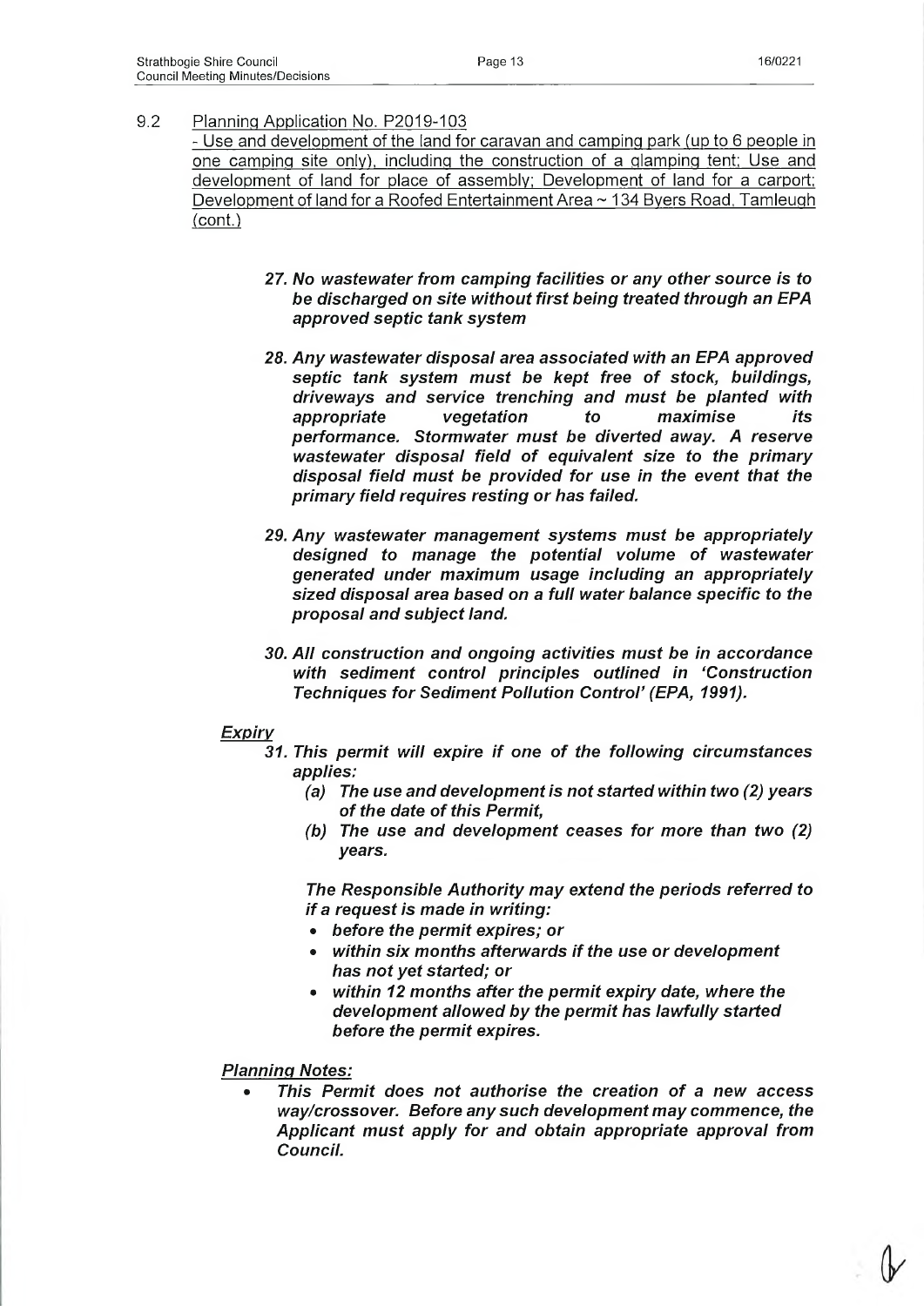9.2 Planning Application No. P2019-103
- Use and development of the land for caravan and camping park (up to 6 people in one camping site only), including the construction of a glamping tent; Use and development of land for place of assembly; Development of land for a carport; Development of land for a Roofed Entertainment Area ~ 134 Byers Road, Tamleugh (cont.)

***27. No wastewater from camping facilities or any other source is to be discharged on site without first being treated through an EPA approved septic tank system***

***28. Any wastewater disposal area associated with an EPA approved septic tank system must be kept free of stock, buildings, driveways and service trenching and must be planted with appropriate vegetation to maximise its performance. Stormwater must be diverted away. A reserve wastewater disposal field of equivalent size to the primary disposal field must be provided for use in the event that the primary field requires resting or has failed.***

***29. Any wastewater management systems must be appropriately designed to manage the potential volume of wastewater generated under maximum usage including an appropriately sized disposal area based on a full water balance specific to the proposal and subject land.***

***30. All construction and ongoing activities must be in accordance with sediment control principles outlined in 'Construction Techniques for Sediment Pollution Control' (EPA, 1991).***

***Expiry***

***31. This permit will expire if one of the following circumstances applies:***

- ***(a) The use and development is not started within two (2) years of the date of this Permit,***
- ***(b) The use and development ceases for more than two (2) years.***

***The Responsible Authority may extend the periods referred to if a request is made in writing:***

- ***before the permit expires; or***
- ***within six months afterwards if the use or development has not yet started; or***
- ***within 12 months after the permit expiry date, where the development allowed by the permit has lawfully started before the permit expires.***

***Planning Notes:***

- ***This Permit does not authorise the creation of a new access way/crossover. Before any such development may commence, the Applicant must apply for and obtain appropriate approval from Council.***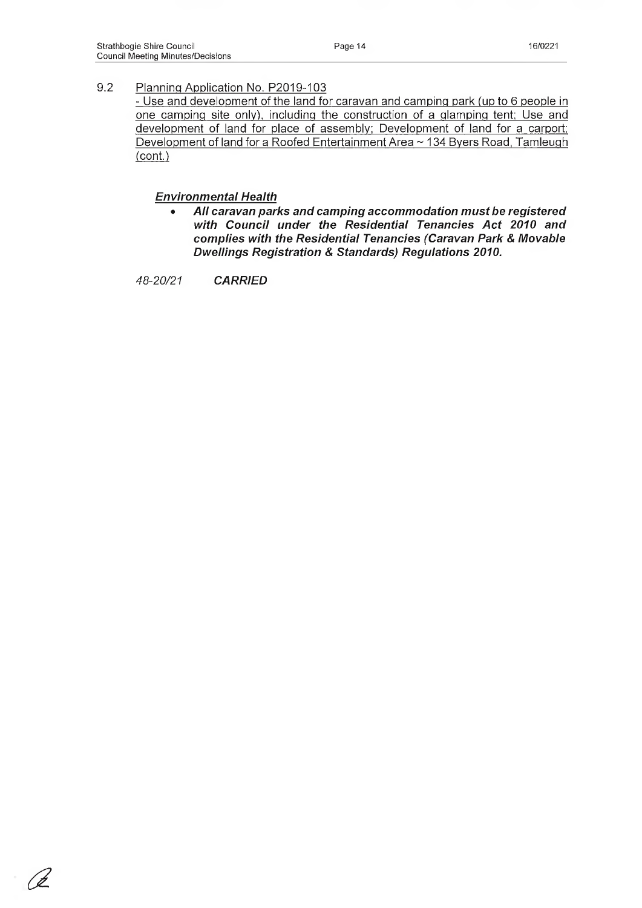9.2 Planning Application No. P2019-103
- Use and development of the land for caravan and camping park (up to 6 people in one camping site only), including the construction of a glamping tent; Use and development of land for place of assembly; Development of land for a carport; Development of land for a Roofed Entertainment Area ~ 134 Byers Road, Tamleugh (cont.)

***Environmental Health***

- ***All caravan parks and camping accommodation must be registered with Council under the Residential Tenancies Act 2010 and complies with the Residential Tenancies (Caravan Park & Movable Dwellings Registration & Standards) Regulations 2010.***

*48-20/21* ***CARRIED***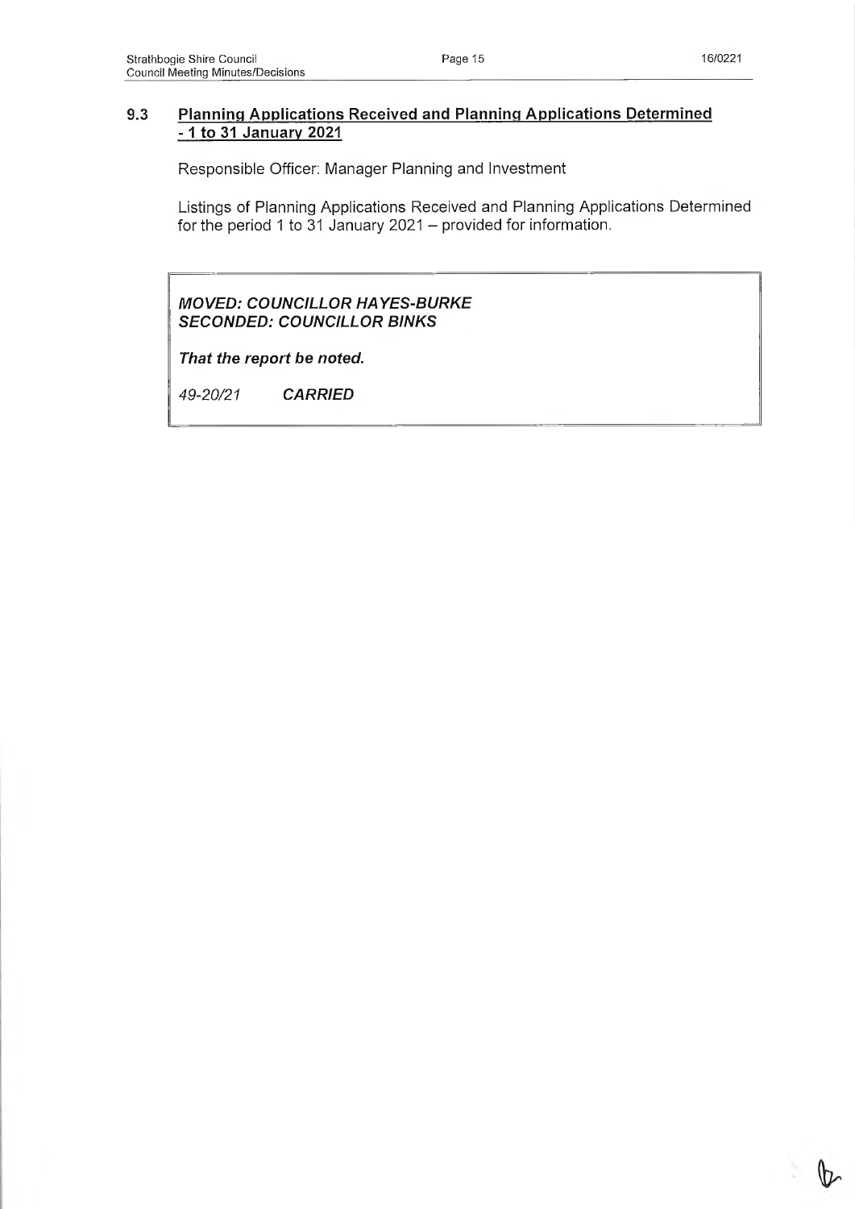## 9.3 Planning Applications Received and Planning Applications Determined - 1 to 31 January 2021

Responsible Officer: Manager Planning and Investment

Listings of Planning Applications Received and Planning Applications Determined for the period 1 to 31 January 2021 – provided for information.

***MOVED: COUNCILLOR HAYES-BURKE***
***SECONDED: COUNCILLOR BINKS***

***That the report be noted.***

*49-20/21* ***CARRIED***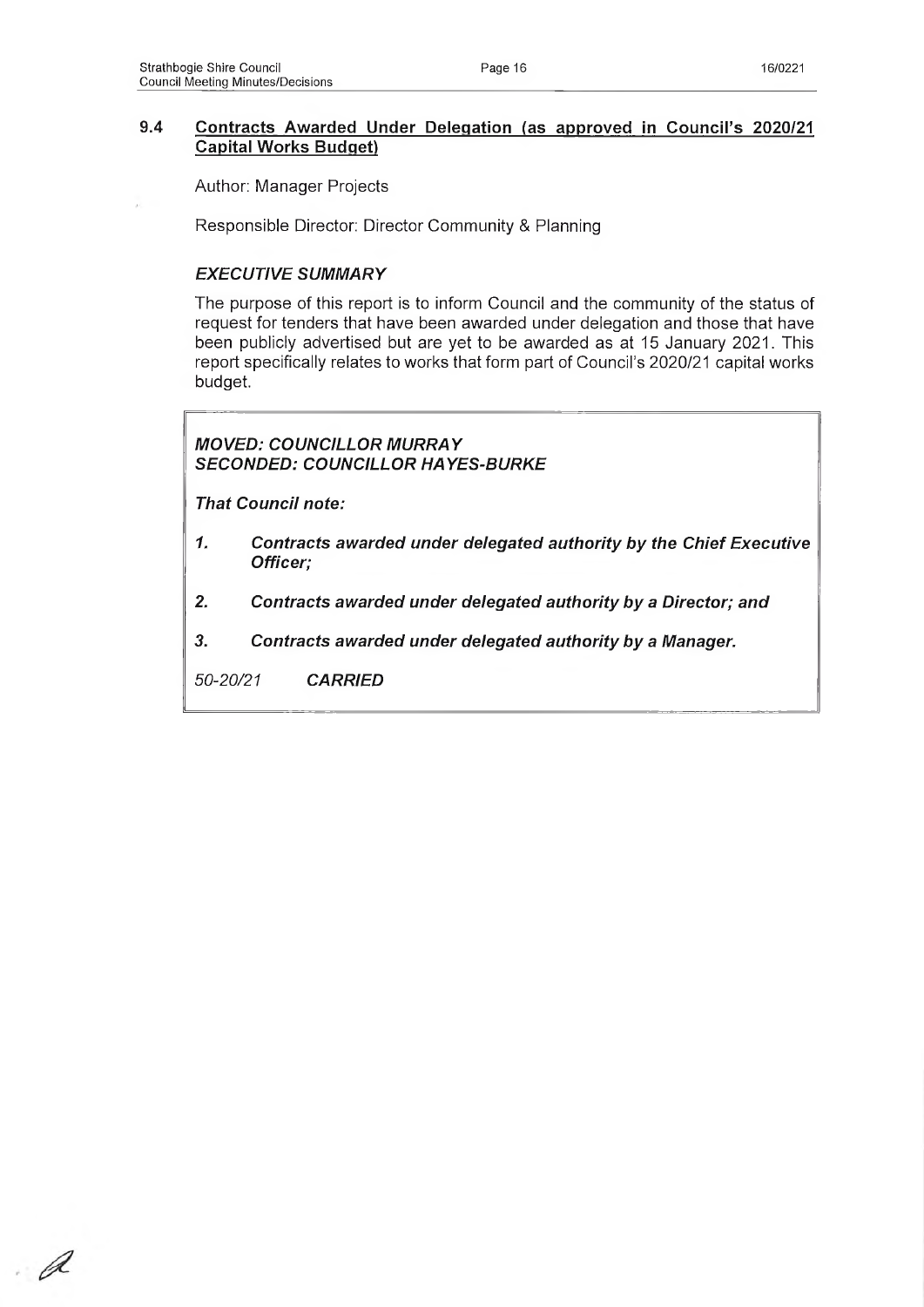## 9.4 Contracts Awarded Under Delegation (as approved in Council's 2020/21 Capital Works Budget)

Author: Manager Projects

Responsible Director: Director Community & Planning

### *EXECUTIVE SUMMARY*

The purpose of this report is to inform Council and the community of the status of request for tenders that have been awarded under delegation and those that have been publicly advertised but are yet to be awarded as at 15 January 2021. This report specifically relates to works that form part of Council's 2020/21 capital works budget.

***MOVED: COUNCILLOR MURRAY***
***SECONDED: COUNCILLOR HAYES-BURKE***

***That Council note:***

1. ***Contracts awarded under delegated authority by the Chief Executive Officer;***
2. ***Contracts awarded under delegated authority by a Director; and***
3. ***Contracts awarded under delegated authority by a Manager.***

*50-20/21* ***CARRIED***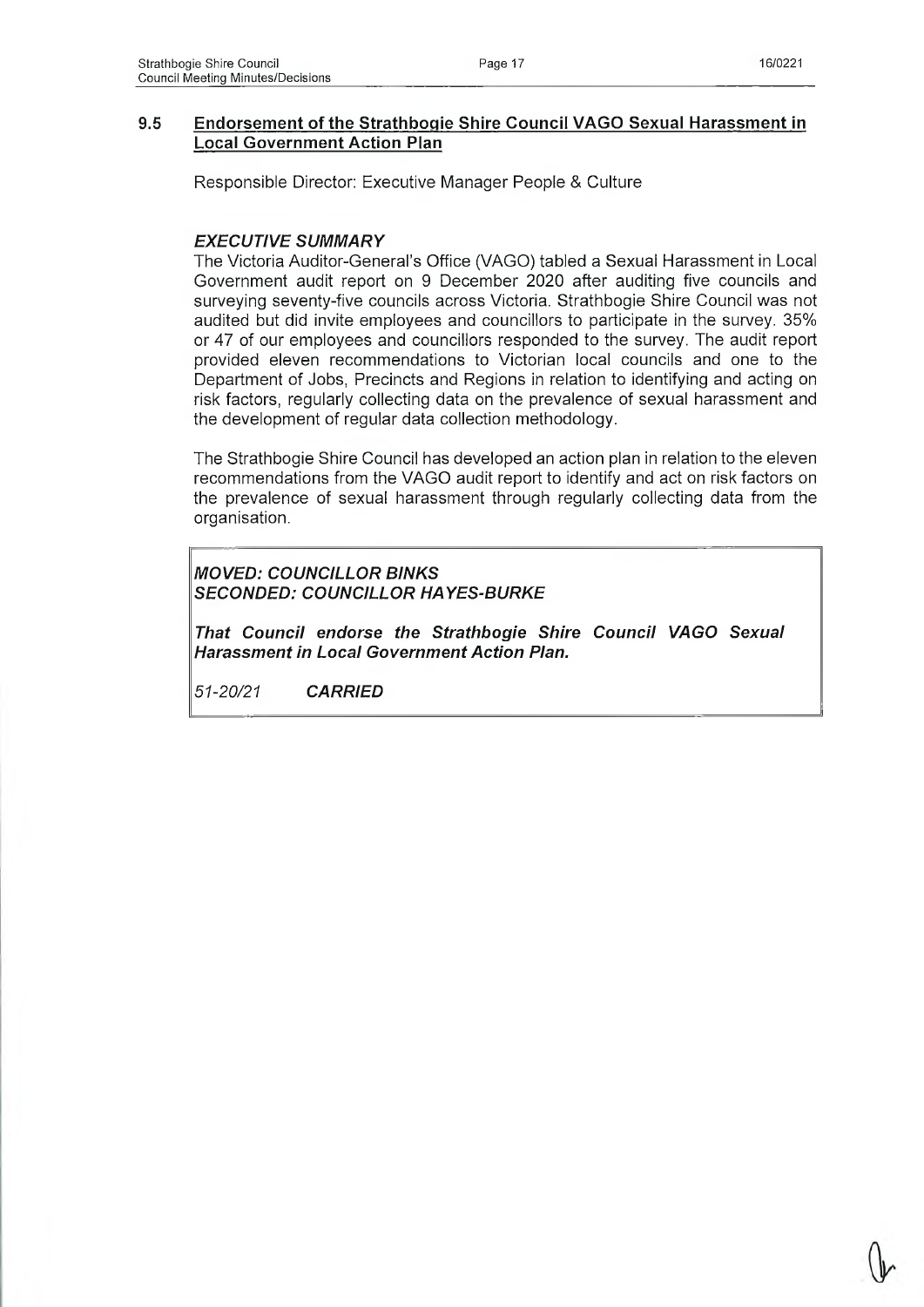## 9.5 Endorsement of the Strathbogie Shire Council VAGO Sexual Harassment in Local Government Action Plan

Responsible Director: Executive Manager People & Culture

### *EXECUTIVE SUMMARY*

The Victoria Auditor-General's Office (VAGO) tabled a Sexual Harassment in Local Government audit report on 9 December 2020 after auditing five councils and surveying seventy-five councils across Victoria. Strathbogie Shire Council was not audited but did invite employees and councillors to participate in the survey. 35% or 47 of our employees and councillors responded to the survey. The audit report provided eleven recommendations to Victorian local councils and one to the Department of Jobs, Precincts and Regions in relation to identifying and acting on risk factors, regularly collecting data on the prevalence of sexual harassment and the development of regular data collection methodology.

The Strathbogie Shire Council has developed an action plan in relation to the eleven recommendations from the VAGO audit report to identify and act on risk factors on the prevalence of sexual harassment through regularly collecting data from the organisation.

***MOVED: COUNCILLOR BINKS***
***SECONDED: COUNCILLOR HAYES-BURKE***

***That Council endorse the Strathbogie Shire Council VAGO Sexual Harassment in Local Government Action Plan.***

*51-20/21* ***CARRIED***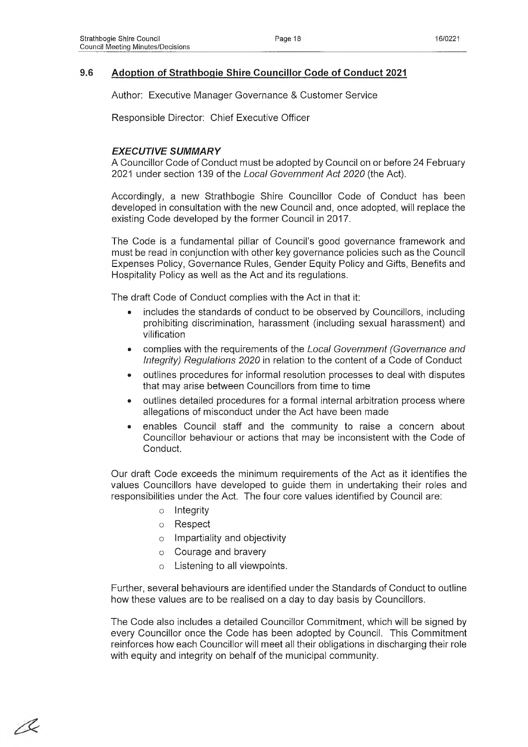## 9.6 Adoption of Strathbogie Shire Councillor Code of Conduct 2021

Author: Executive Manager Governance & Customer Service

Responsible Director: Chief Executive Officer

### *EXECUTIVE SUMMARY*

A Councillor Code of Conduct must be adopted by Council on or before 24 February 2021 under section 139 of the *Local Government Act 2020* (the Act).

Accordingly, a new Strathbogie Shire Councillor Code of Conduct has been developed in consultation with the new Council and, once adopted, will replace the existing Code developed by the former Council in 2017.

The Code is a fundamental pillar of Council's good governance framework and must be read in conjunction with other key governance policies such as the Council Expenses Policy, Governance Rules, Gender Equity Policy and Gifts, Benefits and Hospitality Policy as well as the Act and its regulations.

The draft Code of Conduct complies with the Act in that it:

- includes the standards of conduct to be observed by Councillors, including prohibiting discrimination, harassment (including sexual harassment) and vilification
- complies with the requirements of the *Local Government (Governance and Integrity) Regulations 2020* in relation to the content of a Code of Conduct
- outlines procedures for informal resolution processes to deal with disputes that may arise between Councillors from time to time
- outlines detailed procedures for a formal internal arbitration process where allegations of misconduct under the Act have been made
- enables Council staff and the community to raise a concern about Councillor behaviour or actions that may be inconsistent with the Code of Conduct.

Our draft Code exceeds the minimum requirements of the Act as it identifies the values Councillors have developed to guide them in undertaking their roles and responsibilities under the Act. The four core values identified by Council are:

- Integrity
- Respect
- Impartiality and objectivity
- Courage and bravery
- Listening to all viewpoints.

Further, several behaviours are identified under the Standards of Conduct to outline how these values are to be realised on a day to day basis by Councillors.

The Code also includes a detailed Councillor Commitment, which will be signed by every Councillor once the Code has been adopted by Council. This Commitment reinforces how each Councillor will meet all their obligations in discharging their role with equity and integrity on behalf of the municipal community.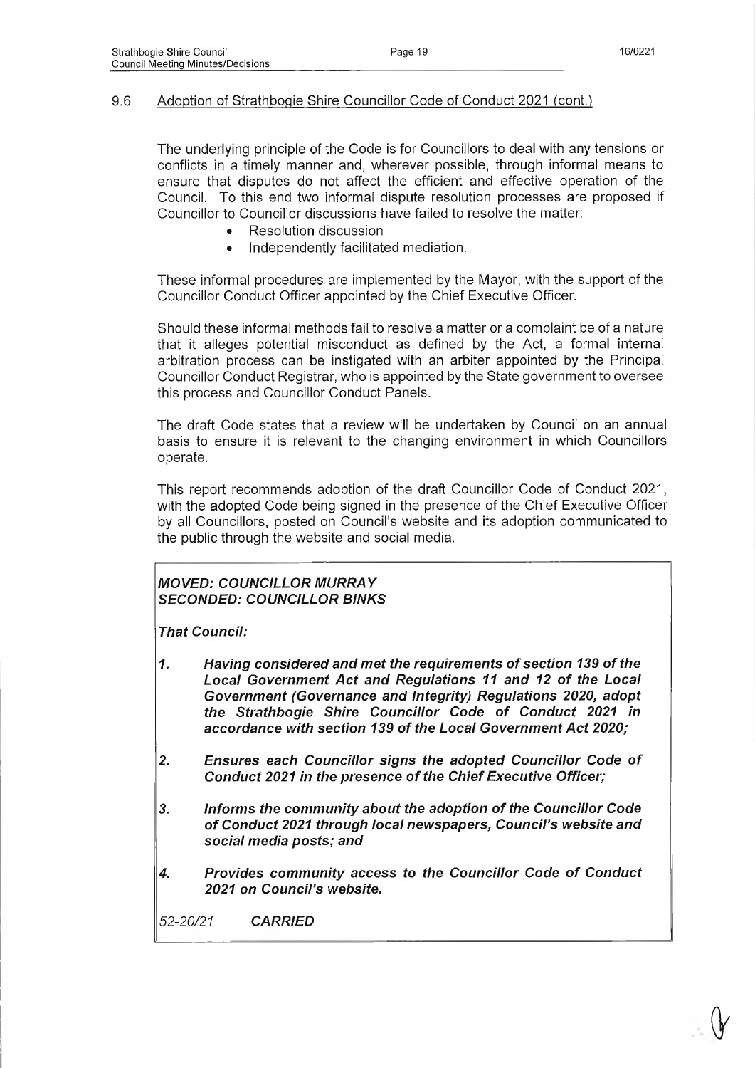## 9.6 Adoption of Strathbogie Shire Councillor Code of Conduct 2021 (cont.)

The underlying principle of the Code is for Councillors to deal with any tensions or conflicts in a timely manner and, wherever possible, through informal means to ensure that disputes do not affect the efficient and effective operation of the Council. To this end two informal dispute resolution processes are proposed if Councillor to Councillor discussions have failed to resolve the matter:

- Resolution discussion
- Independently facilitated mediation.

These informal procedures are implemented by the Mayor, with the support of the Councillor Conduct Officer appointed by the Chief Executive Officer.

Should these informal methods fail to resolve a matter or a complaint be of a nature that it alleges potential misconduct as defined by the Act, a formal internal arbitration process can be instigated with an arbiter appointed by the Principal Councillor Conduct Registrar, who is appointed by the State government to oversee this process and Councillor Conduct Panels.

The draft Code states that a review will be undertaken by Council on an annual basis to ensure it is relevant to the changing environment in which Councillors operate.

This report recommends adoption of the draft Councillor Code of Conduct 2021, with the adopted Code being signed in the presence of the Chief Executive Officer by all Councillors, posted on Council's website and its adoption communicated to the public through the website and social media.

***MOVED: COUNCILLOR MURRAY***
***SECONDED: COUNCILLOR BINKS***

***That Council:***

1. ***Having considered and met the requirements of section 139 of the Local Government Act and Regulations 11 and 12 of the Local Government (Governance and Integrity) Regulations 2020, adopt the Strathbogie Shire Councillor Code of Conduct 2021 in accordance with section 139 of the Local Government Act 2020;***

2. ***Ensures each Councillor signs the adopted Councillor Code of Conduct 2021 in the presence of the Chief Executive Officer;***

3. ***Informs the community about the adoption of the Councillor Code of Conduct 2021 through local newspapers, Council's website and social media posts; and***

4. ***Provides community access to the Councillor Code of Conduct 2021 on Council's website.***

*52-20/21* ***CARRIED***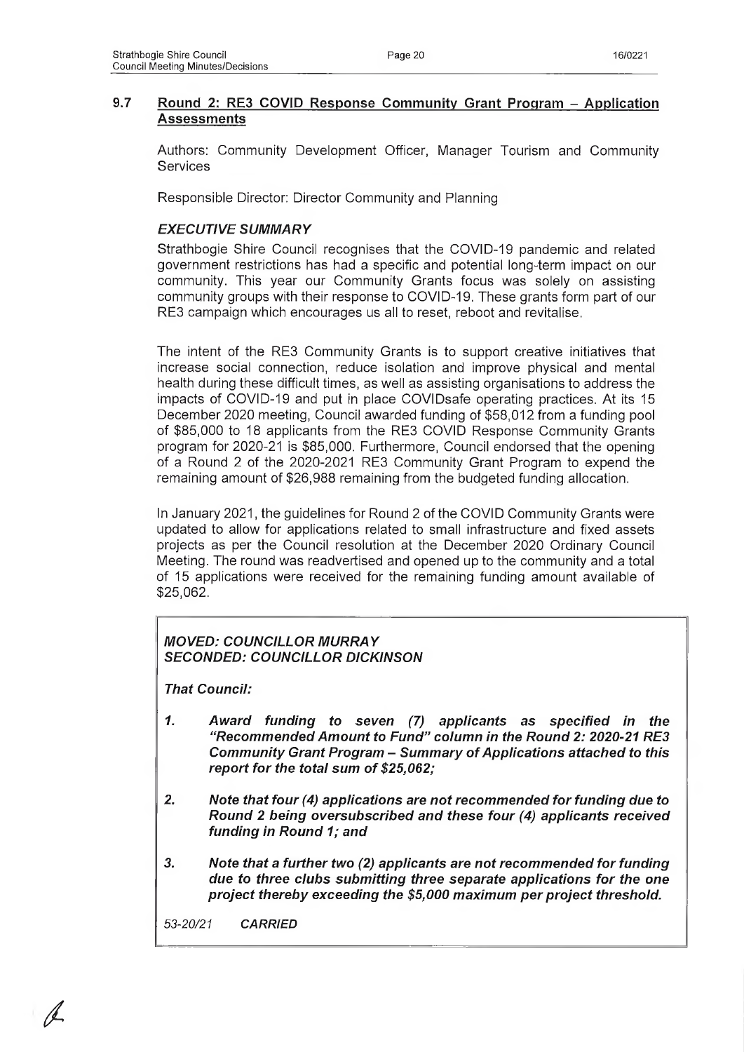## 9.7 Round 2: RE3 COVID Response Community Grant Program – Application Assessments

Authors: Community Development Officer, Manager Tourism and Community Services

Responsible Director: Director Community and Planning

### *EXECUTIVE SUMMARY*

Strathbogie Shire Council recognises that the COVID-19 pandemic and related government restrictions has had a specific and potential long-term impact on our community. This year our Community Grants focus was solely on assisting community groups with their response to COVID-19. These grants form part of our RE3 campaign which encourages us all to reset, reboot and revitalise.

The intent of the RE3 Community Grants is to support creative initiatives that increase social connection, reduce isolation and improve physical and mental health during these difficult times, as well as assisting organisations to address the impacts of COVID-19 and put in place COVIDsafe operating practices. At its 15 December 2020 meeting, Council awarded funding of $58,012 from a funding pool of $85,000 to 18 applicants from the RE3 COVID Response Community Grants program for 2020-21 is $85,000. Furthermore, Council endorsed that the opening of a Round 2 of the 2020-2021 RE3 Community Grant Program to expend the remaining amount of $26,988 remaining from the budgeted funding allocation.

In January 2021, the guidelines for Round 2 of the COVID Community Grants were updated to allow for applications related to small infrastructure and fixed assets projects as per the Council resolution at the December 2020 Ordinary Council Meeting. The round was readvertised and opened up to the community and a total of 15 applications were received for the remaining funding amount available of $25,062.

***MOVED: COUNCILLOR MURRAY***
***SECONDED: COUNCILLOR DICKINSON***

***That Council:***

1. ***Award funding to seven (7) applicants as specified in the "Recommended Amount to Fund" column in the Round 2: 2020-21 RE3 Community Grant Program – Summary of Applications attached to this report for the total sum of $25,062;***
2. ***Note that four (4) applications are not recommended for funding due to Round 2 being oversubscribed and these four (4) applicants received funding in Round 1; and***
3. ***Note that a further two (2) applicants are not recommended for funding due to three clubs submitting three separate applications for the one project thereby exceeding the $5,000 maximum per project threshold.***

*53-20/21* ***CARRIED***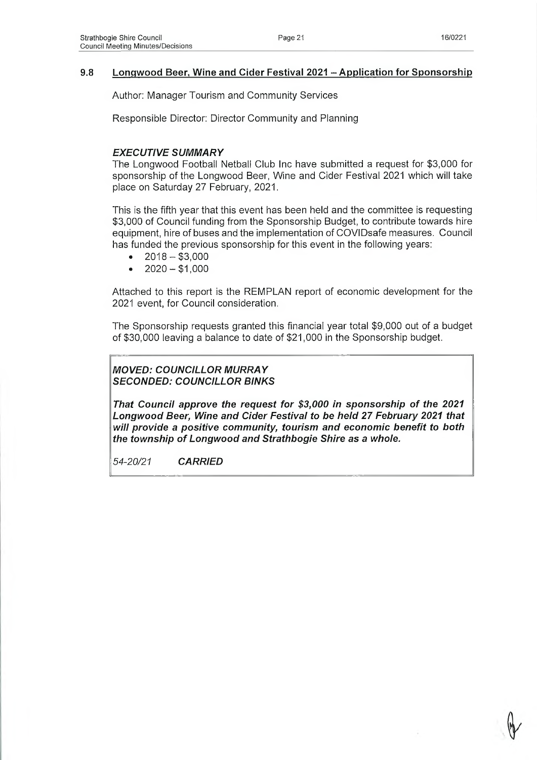## 9.8 Longwood Beer, Wine and Cider Festival 2021 – Application for Sponsorship

Author: Manager Tourism and Community Services

Responsible Director: Director Community and Planning

### *EXECUTIVE SUMMARY*

The Longwood Football Netball Club Inc have submitted a request for $3,000 for sponsorship of the Longwood Beer, Wine and Cider Festival 2021 which will take place on Saturday 27 February, 2021.

This is the fifth year that this event has been held and the committee is requesting $3,000 of Council funding from the Sponsorship Budget, to contribute towards hire equipment, hire of buses and the implementation of COVIDsafe measures. Council has funded the previous sponsorship for this event in the following years:

- 2018 – $3,000
- 2020 – $1,000

Attached to this report is the REMPLAN report of economic development for the 2021 event, for Council consideration.

The Sponsorship requests granted this financial year total $9,000 out of a budget of $30,000 leaving a balance to date of $21,000 in the Sponsorship budget.

***MOVED: COUNCILLOR MURRAY***
***SECONDED: COUNCILLOR BINKS***

***That Council approve the request for $3,000 in sponsorship of the 2021 Longwood Beer, Wine and Cider Festival to be held 27 February 2021 that will provide a positive community, tourism and economic benefit to both the township of Longwood and Strathbogie Shire as a whole.***

*54-20/21* ***CARRIED***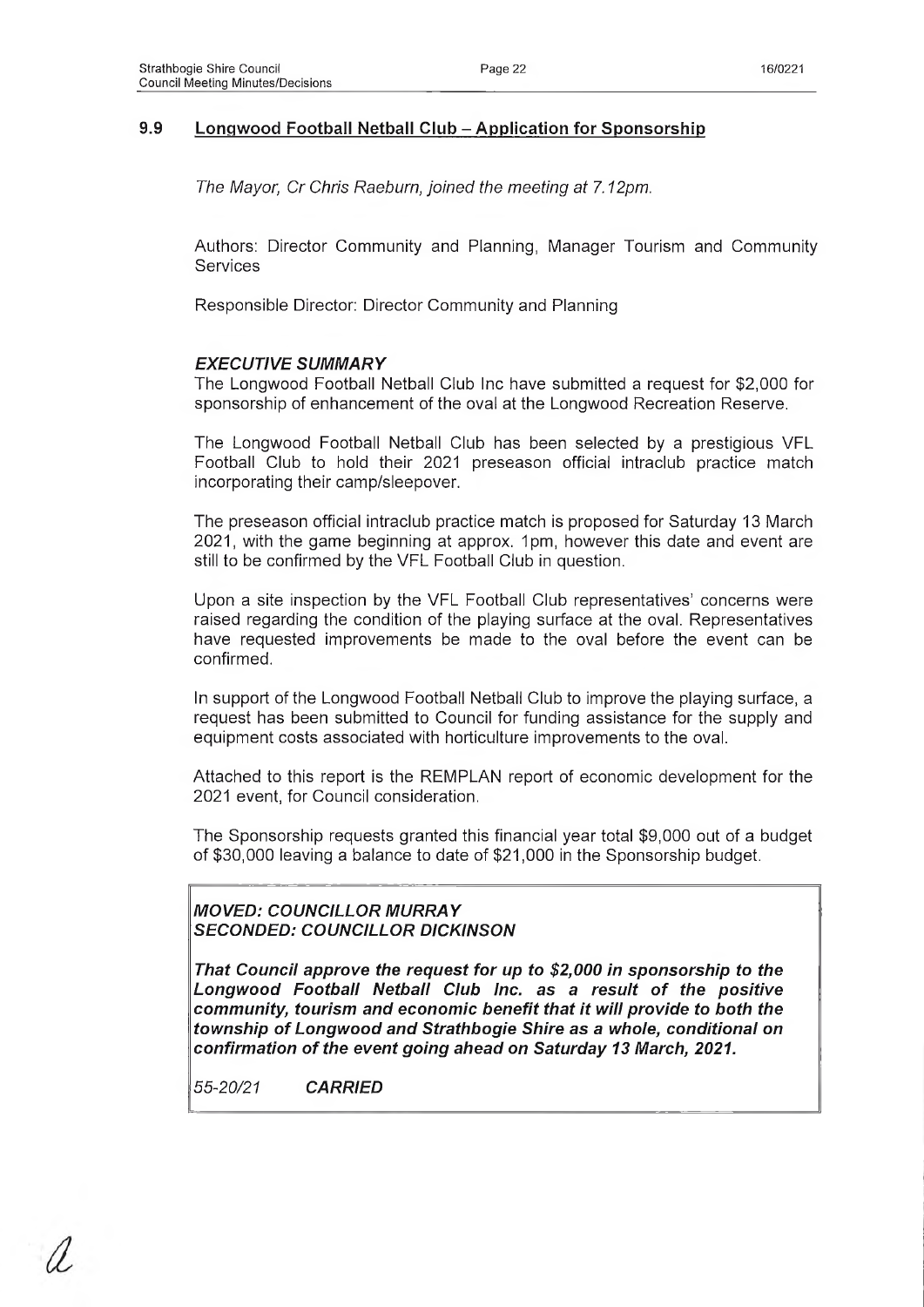## 9.9 Longwood Football Netball Club – Application for Sponsorship

*The Mayor, Cr Chris Raeburn, joined the meeting at 7.12pm.*

Authors: Director Community and Planning, Manager Tourism and Community Services

Responsible Director: Director Community and Planning

### *EXECUTIVE SUMMARY*

The Longwood Football Netball Club Inc have submitted a request for $2,000 for sponsorship of enhancement of the oval at the Longwood Recreation Reserve.

The Longwood Football Netball Club has been selected by a prestigious VFL Football Club to hold their 2021 preseason official intraclub practice match incorporating their camp/sleepover.

The preseason official intraclub practice match is proposed for Saturday 13 March 2021, with the game beginning at approx. 1pm, however this date and event are still to be confirmed by the VFL Football Club in question.

Upon a site inspection by the VFL Football Club representatives' concerns were raised regarding the condition of the playing surface at the oval. Representatives have requested improvements be made to the oval before the event can be confirmed.

In support of the Longwood Football Netball Club to improve the playing surface, a request has been submitted to Council for funding assistance for the supply and equipment costs associated with horticulture improvements to the oval.

Attached to this report is the REMPLAN report of economic development for the 2021 event, for Council consideration.

The Sponsorship requests granted this financial year total $9,000 out of a budget of $30,000 leaving a balance to date of $21,000 in the Sponsorship budget.

***MOVED: COUNCILLOR MURRAY***
***SECONDED: COUNCILLOR DICKINSON***

***That Council approve the request for up to $2,000 in sponsorship to the Longwood Football Netball Club Inc. as a result of the positive community, tourism and economic benefit that it will provide to both the township of Longwood and Strathbogie Shire as a whole, conditional on confirmation of the event going ahead on Saturday 13 March, 2021.***

*55-20/21* ***CARRIED***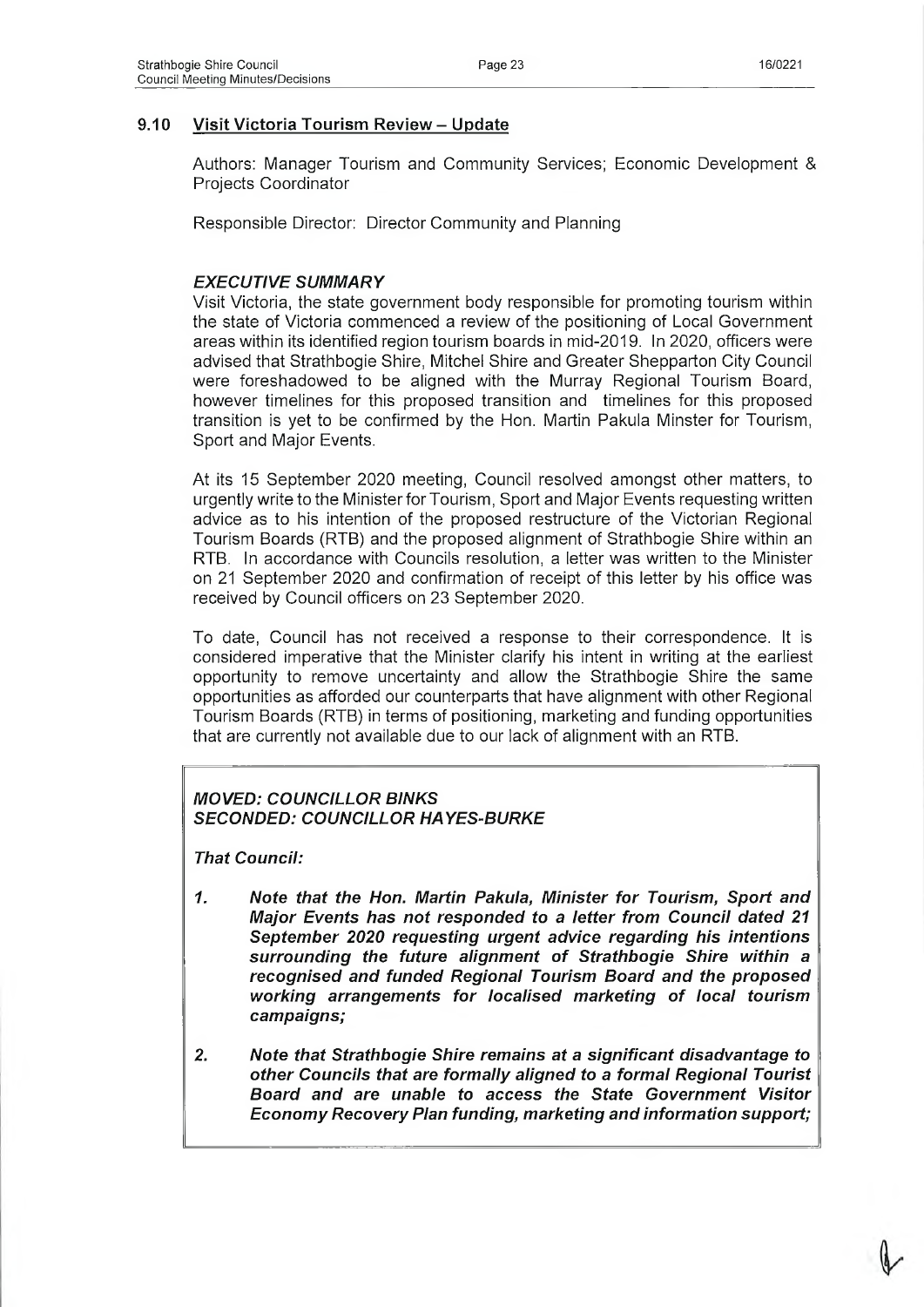## 9.10 Visit Victoria Tourism Review – Update

Authors: Manager Tourism and Community Services; Economic Development & Projects Coordinator

Responsible Director: Director Community and Planning

### *EXECUTIVE SUMMARY*

Visit Victoria, the state government body responsible for promoting tourism within the state of Victoria commenced a review of the positioning of Local Government areas within its identified region tourism boards in mid-2019. In 2020, officers were advised that Strathbogie Shire, Mitchel Shire and Greater Shepparton City Council were foreshadowed to be aligned with the Murray Regional Tourism Board, however timelines for this proposed transition and timelines for this proposed transition is yet to be confirmed by the Hon. Martin Pakula Minster for Tourism, Sport and Major Events.

At its 15 September 2020 meeting, Council resolved amongst other matters, to urgently write to the Minister for Tourism, Sport and Major Events requesting written advice as to his intention of the proposed restructure of the Victorian Regional Tourism Boards (RTB) and the proposed alignment of Strathbogie Shire within an RTB. In accordance with Councils resolution, a letter was written to the Minister on 21 September 2020 and confirmation of receipt of this letter by his office was received by Council officers on 23 September 2020.

To date, Council has not received a response to their correspondence. It is considered imperative that the Minister clarify his intent in writing at the earliest opportunity to remove uncertainty and allow the Strathbogie Shire the same opportunities as afforded our counterparts that have alignment with other Regional Tourism Boards (RTB) in terms of positioning, marketing and funding opportunities that are currently not available due to our lack of alignment with an RTB.

***MOVED: COUNCILLOR BINKS***
***SECONDED: COUNCILLOR HAYES-BURKE***

***That Council:***

1. ***Note that the Hon. Martin Pakula, Minister for Tourism, Sport and Major Events has not responded to a letter from Council dated 21 September 2020 requesting urgent advice regarding his intentions surrounding the future alignment of Strathbogie Shire within a recognised and funded Regional Tourism Board and the proposed working arrangements for localised marketing of local tourism campaigns;***

2. ***Note that Strathbogie Shire remains at a significant disadvantage to other Councils that are formally aligned to a formal Regional Tourist Board and are unable to access the State Government Visitor Economy Recovery Plan funding, marketing and information support;***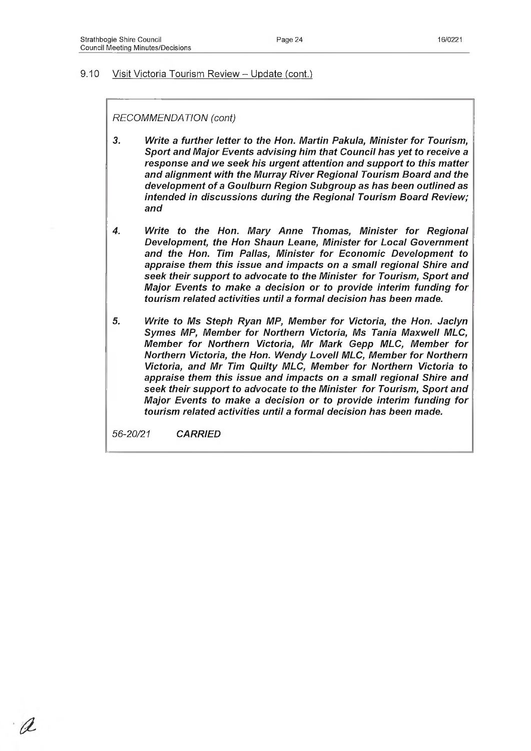## 9.10 Visit Victoria Tourism Review – Update (cont.)

*RECOMMENDATION (cont)*

3. ***Write a further letter to the Hon. Martin Pakula, Minister for Tourism, Sport and Major Events advising him that Council has yet to receive a response and we seek his urgent attention and support to this matter and alignment with the Murray River Regional Tourism Board and the development of a Goulburn Region Subgroup as has been outlined as intended in discussions during the Regional Tourism Board Review; and***

4. ***Write to the Hon. Mary Anne Thomas, Minister for Regional Development, the Hon Shaun Leane, Minister for Local Government and the Hon. Tim Pallas, Minister for Economic Development to appraise them this issue and impacts on a small regional Shire and seek their support to advocate to the Minister for Tourism, Sport and Major Events to make a decision or to provide interim funding for tourism related activities until a formal decision has been made.***

5. ***Write to Ms Steph Ryan MP, Member for Victoria, the Hon. Jaclyn Symes MP, Member for Northern Victoria, Ms Tania Maxwell MLC, Member for Northern Victoria, Mr Mark Gepp MLC, Member for Northern Victoria, the Hon. Wendy Lovell MLC, Member for Northern Victoria, and Mr Tim Quilty MLC, Member for Northern Victoria to appraise them this issue and impacts on a small regional Shire and seek their support to advocate to the Minister for Tourism, Sport and Major Events to make a decision or to provide interim funding for tourism related activities until a formal decision has been made.***

*56-20/21* ***CARRIED***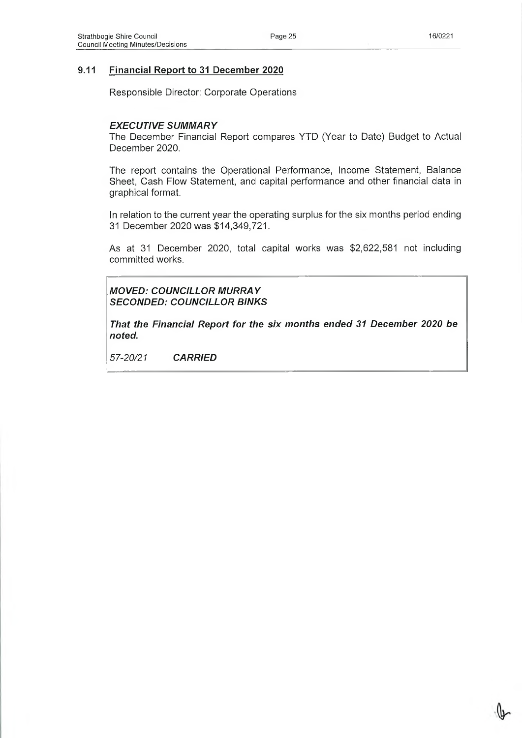## 9.11 Financial Report to 31 December 2020

Responsible Director: Corporate Operations

***EXECUTIVE SUMMARY***

The December Financial Report compares YTD (Year to Date) Budget to Actual December 2020.

The report contains the Operational Performance, Income Statement, Balance Sheet, Cash Flow Statement, and capital performance and other financial data in graphical format.

In relation to the current year the operating surplus for the six months period ending 31 December 2020 was $14,349,721.

As at 31 December 2020, total capital works was $2,622,581 not including committed works.

***MOVED: COUNCILLOR MURRAY***
***SECONDED: COUNCILLOR BINKS***

***That the Financial Report for the six months ended 31 December 2020 be noted.***

*57-20/21* ***CARRIED***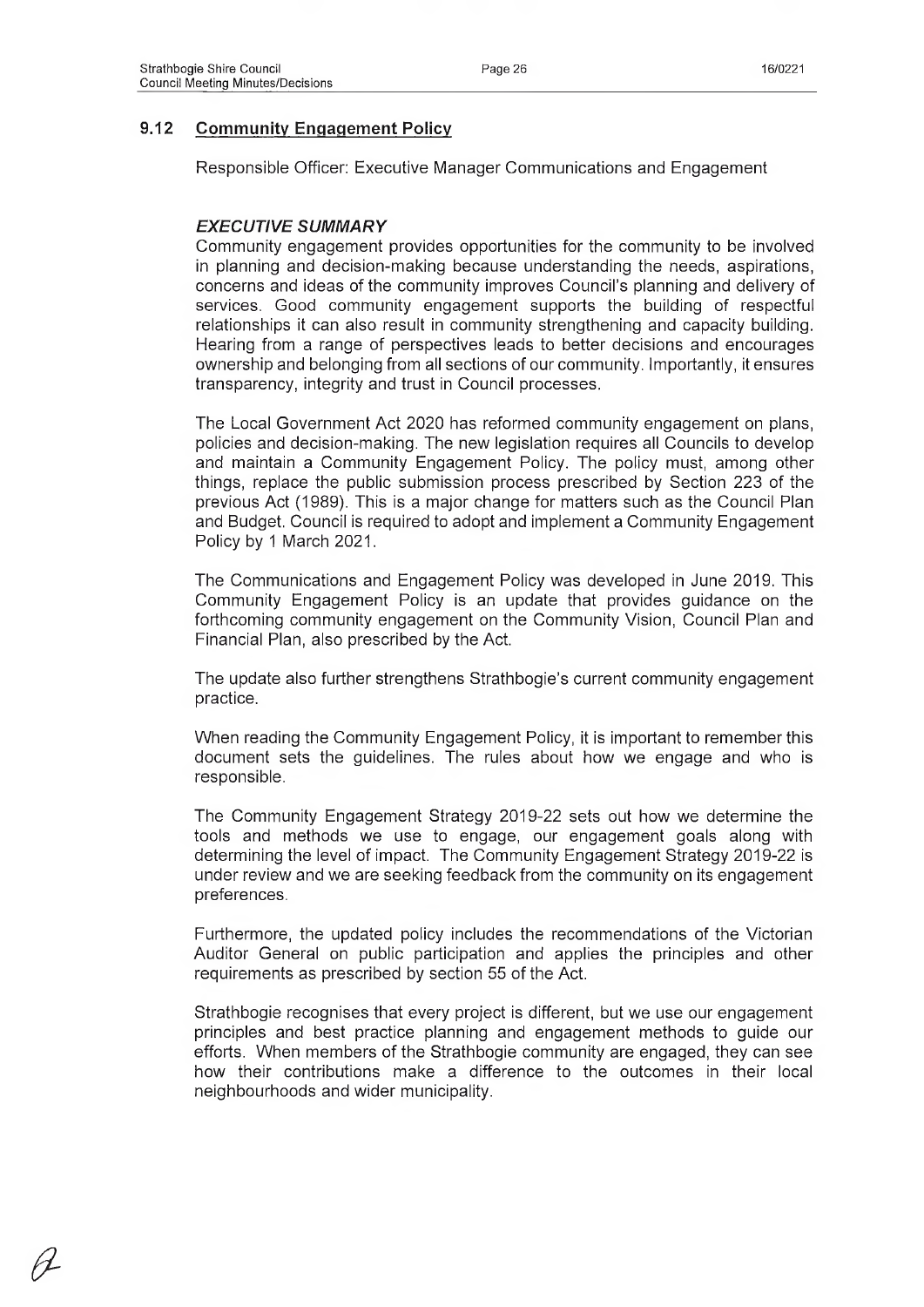## 9.12 Community Engagement Policy

Responsible Officer: Executive Manager Communications and Engagement

### *EXECUTIVE SUMMARY*

Community engagement provides opportunities for the community to be involved in planning and decision-making because understanding the needs, aspirations, concerns and ideas of the community improves Council's planning and delivery of services. Good community engagement supports the building of respectful relationships it can also result in community strengthening and capacity building. Hearing from a range of perspectives leads to better decisions and encourages ownership and belonging from all sections of our community. Importantly, it ensures transparency, integrity and trust in Council processes.

The Local Government Act 2020 has reformed community engagement on plans, policies and decision-making. The new legislation requires all Councils to develop and maintain a Community Engagement Policy. The policy must, among other things, replace the public submission process prescribed by Section 223 of the previous Act (1989). This is a major change for matters such as the Council Plan and Budget. Council is required to adopt and implement a Community Engagement Policy by 1 March 2021.

The Communications and Engagement Policy was developed in June 2019. This Community Engagement Policy is an update that provides guidance on the forthcoming community engagement on the Community Vision, Council Plan and Financial Plan, also prescribed by the Act.

The update also further strengthens Strathbogie's current community engagement practice.

When reading the Community Engagement Policy, it is important to remember this document sets the guidelines. The rules about how we engage and who is responsible.

The Community Engagement Strategy 2019-22 sets out how we determine the tools and methods we use to engage, our engagement goals along with determining the level of impact. The Community Engagement Strategy 2019-22 is under review and we are seeking feedback from the community on its engagement preferences.

Furthermore, the updated policy includes the recommendations of the Victorian Auditor General on public participation and applies the principles and other requirements as prescribed by section 55 of the Act.

Strathbogie recognises that every project is different, but we use our engagement principles and best practice planning and engagement methods to guide our efforts. When members of the Strathbogie community are engaged, they can see how their contributions make a difference to the outcomes in their local neighbourhoods and wider municipality.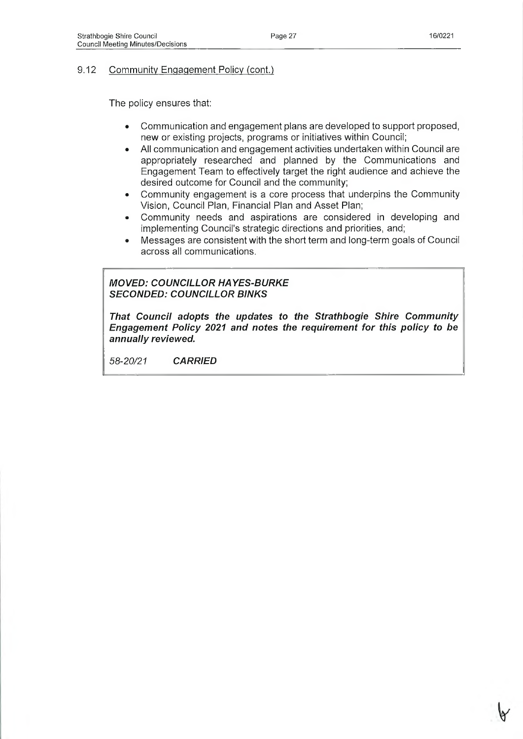## 9.12 Community Engagement Policy (cont.)

The policy ensures that:

- Communication and engagement plans are developed to support proposed, new or existing projects, programs or initiatives within Council;
- All communication and engagement activities undertaken within Council are appropriately researched and planned by the Communications and Engagement Team to effectively target the right audience and achieve the desired outcome for Council and the community;
- Community engagement is a core process that underpins the Community Vision, Council Plan, Financial Plan and Asset Plan;
- Community needs and aspirations are considered in developing and implementing Council's strategic directions and priorities, and;
- Messages are consistent with the short term and long-term goals of Council across all communications.

***MOVED: COUNCILLOR HAYES-BURKE***
***SECONDED: COUNCILLOR BINKS***

***That Council adopts the updates to the Strathbogie Shire Community Engagement Policy 2021 and notes the requirement for this policy to be annually reviewed.***

*58-20/21* ***CARRIED***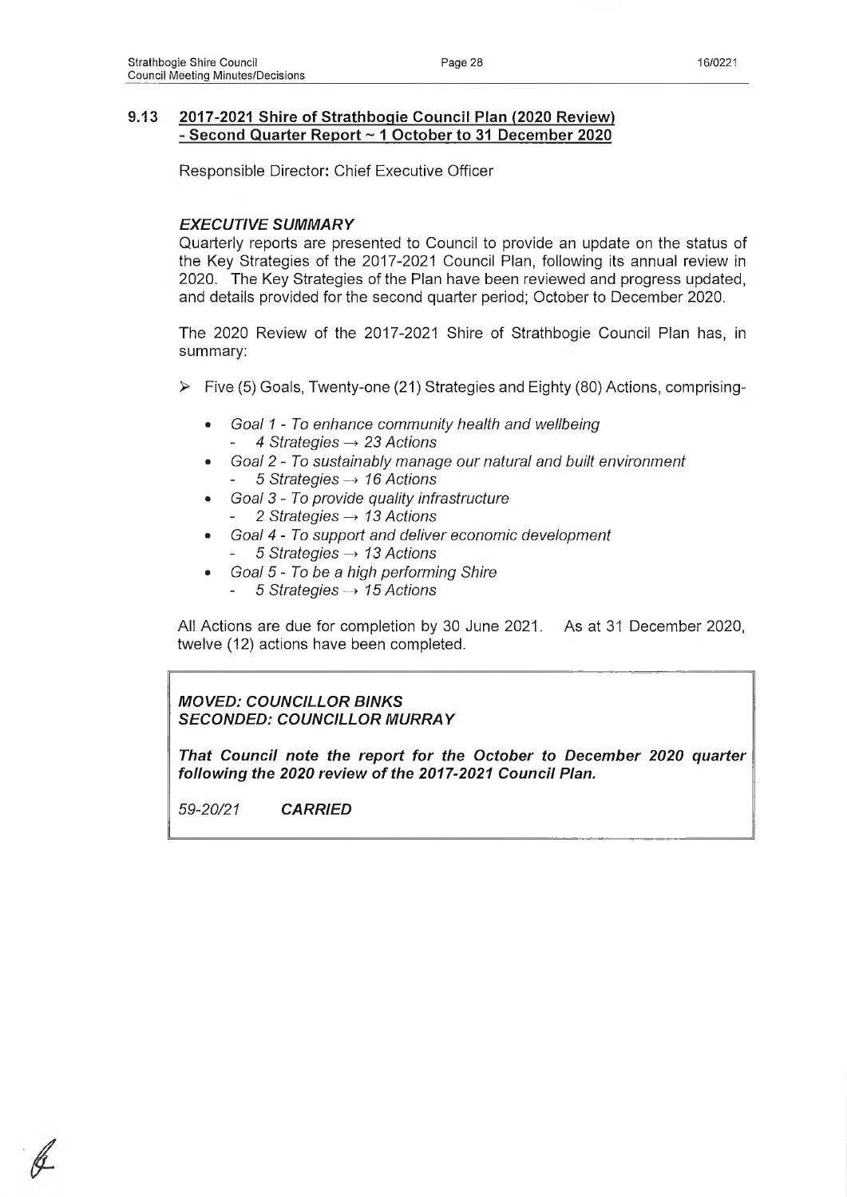## 9.13 2017-2021 Shire of Strathbogie Council Plan (2020 Review) - Second Quarter Report ~ 1 October to 31 December 2020

Responsible Director: Chief Executive Officer

### *EXECUTIVE SUMMARY*

Quarterly reports are presented to Council to provide an update on the status of the Key Strategies of the 2017-2021 Council Plan, following its annual review in 2020. The Key Strategies of the Plan have been reviewed and progress updated, and details provided for the second quarter period; October to December 2020.

The 2020 Review of the 2017-2021 Shire of Strathbogie Council Plan has, in summary:

- Five (5) Goals, Twenty-one (21) Strategies and Eighty (80) Actions, comprising-
  - *Goal 1 - To enhance community health and wellbeing*
    - *4 Strategies → 23 Actions*
  - *Goal 2 - To sustainably manage our natural and built environment*
    - *5 Strategies → 16 Actions*
  - *Goal 3 - To provide quality infrastructure*
    - *2 Strategies → 13 Actions*
  - *Goal 4 - To support and deliver economic development*
    - *5 Strategies → 13 Actions*
  - *Goal 5 - To be a high performing Shire*
    - *5 Strategies → 15 Actions*

All Actions are due for completion by 30 June 2021. As at 31 December 2020, twelve (12) actions have been completed.

***MOVED: COUNCILLOR BINKS***
***SECONDED: COUNCILLOR MURRAY***

***That Council note the report for the October to December 2020 quarter following the 2020 review of the 2017-2021 Council Plan.***

*59-20/21* ***CARRIED***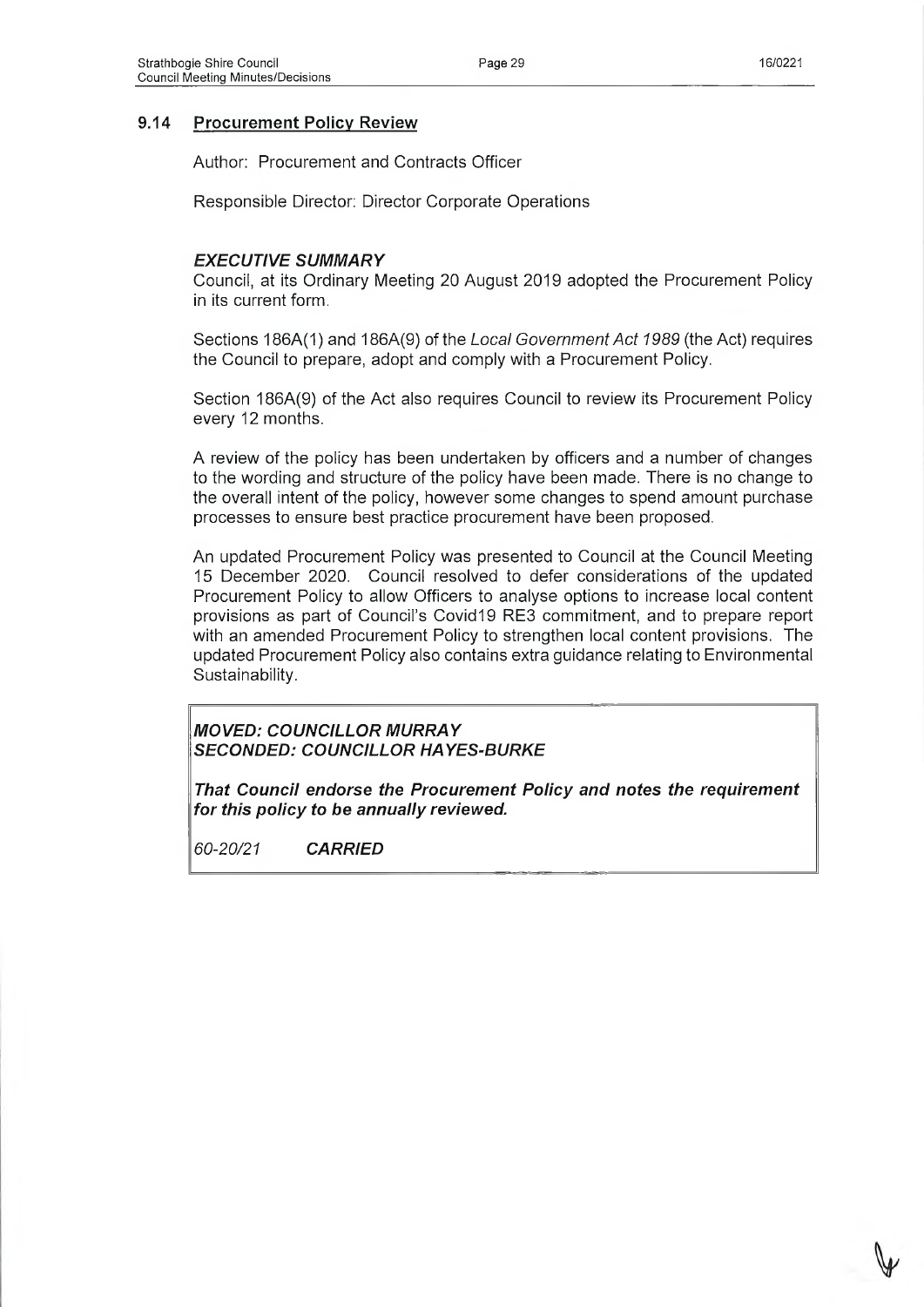## 9.14 Procurement Policy Review

Author: Procurement and Contracts Officer

Responsible Director: Director Corporate Operations

### *EXECUTIVE SUMMARY*

Council, at its Ordinary Meeting 20 August 2019 adopted the Procurement Policy in its current form.

Sections 186A(1) and 186A(9) of the *Local Government Act 1989* (the Act) requires the Council to prepare, adopt and comply with a Procurement Policy.

Section 186A(9) of the Act also requires Council to review its Procurement Policy every 12 months.

A review of the policy has been undertaken by officers and a number of changes to the wording and structure of the policy have been made. There is no change to the overall intent of the policy, however some changes to spend amount purchase processes to ensure best practice procurement have been proposed.

An updated Procurement Policy was presented to Council at the Council Meeting 15 December 2020. Council resolved to defer considerations of the updated Procurement Policy to allow Officers to analyse options to increase local content provisions as part of Council's Covid19 RE3 commitment, and to prepare report with an amended Procurement Policy to strengthen local content provisions. The updated Procurement Policy also contains extra guidance relating to Environmental Sustainability.

***MOVED: COUNCILLOR MURRAY***
***SECONDED: COUNCILLOR HAYES-BURKE***

***That Council endorse the Procurement Policy and notes the requirement for this policy to be annually reviewed.***

*60-20/21* ***CARRIED***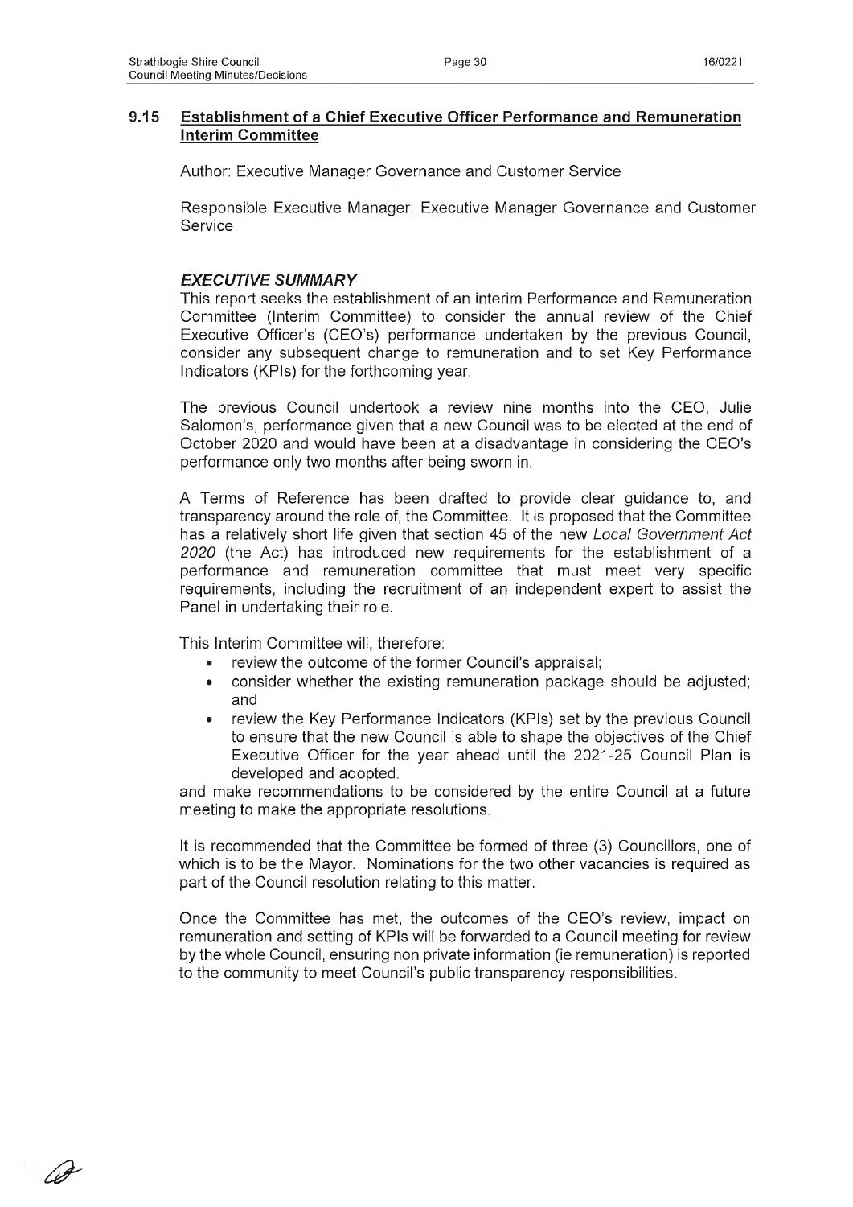## 9.15 Establishment of a Chief Executive Officer Performance and Remuneration Interim Committee

Author: Executive Manager Governance and Customer Service

Responsible Executive Manager: Executive Manager Governance and Customer Service

### *EXECUTIVE SUMMARY*

This report seeks the establishment of an interim Performance and Remuneration Committee (Interim Committee) to consider the annual review of the Chief Executive Officer's (CEO's) performance undertaken by the previous Council, consider any subsequent change to remuneration and to set Key Performance Indicators (KPIs) for the forthcoming year.

The previous Council undertook a review nine months into the CEO, Julie Salomon's, performance given that a new Council was to be elected at the end of October 2020 and would have been at a disadvantage in considering the CEO's performance only two months after being sworn in.

A Terms of Reference has been drafted to provide clear guidance to, and transparency around the role of, the Committee. It is proposed that the Committee has a relatively short life given that section 45 of the new *Local Government Act 2020* (the Act) has introduced new requirements for the establishment of a performance and remuneration committee that must meet very specific requirements, including the recruitment of an independent expert to assist the Panel in undertaking their role.

This Interim Committee will, therefore:

- review the outcome of the former Council's appraisal;
- consider whether the existing remuneration package should be adjusted; and
- review the Key Performance Indicators (KPIs) set by the previous Council to ensure that the new Council is able to shape the objectives of the Chief Executive Officer for the year ahead until the 2021-25 Council Plan is developed and adopted.

and make recommendations to be considered by the entire Council at a future meeting to make the appropriate resolutions.

It is recommended that the Committee be formed of three (3) Councillors, one of which is to be the Mayor. Nominations for the two other vacancies is required as part of the Council resolution relating to this matter.

Once the Committee has met, the outcomes of the CEO's review, impact on remuneration and setting of KPIs will be forwarded to a Council meeting for review by the whole Council, ensuring non private information (ie remuneration) is reported to the community to meet Council's public transparency responsibilities.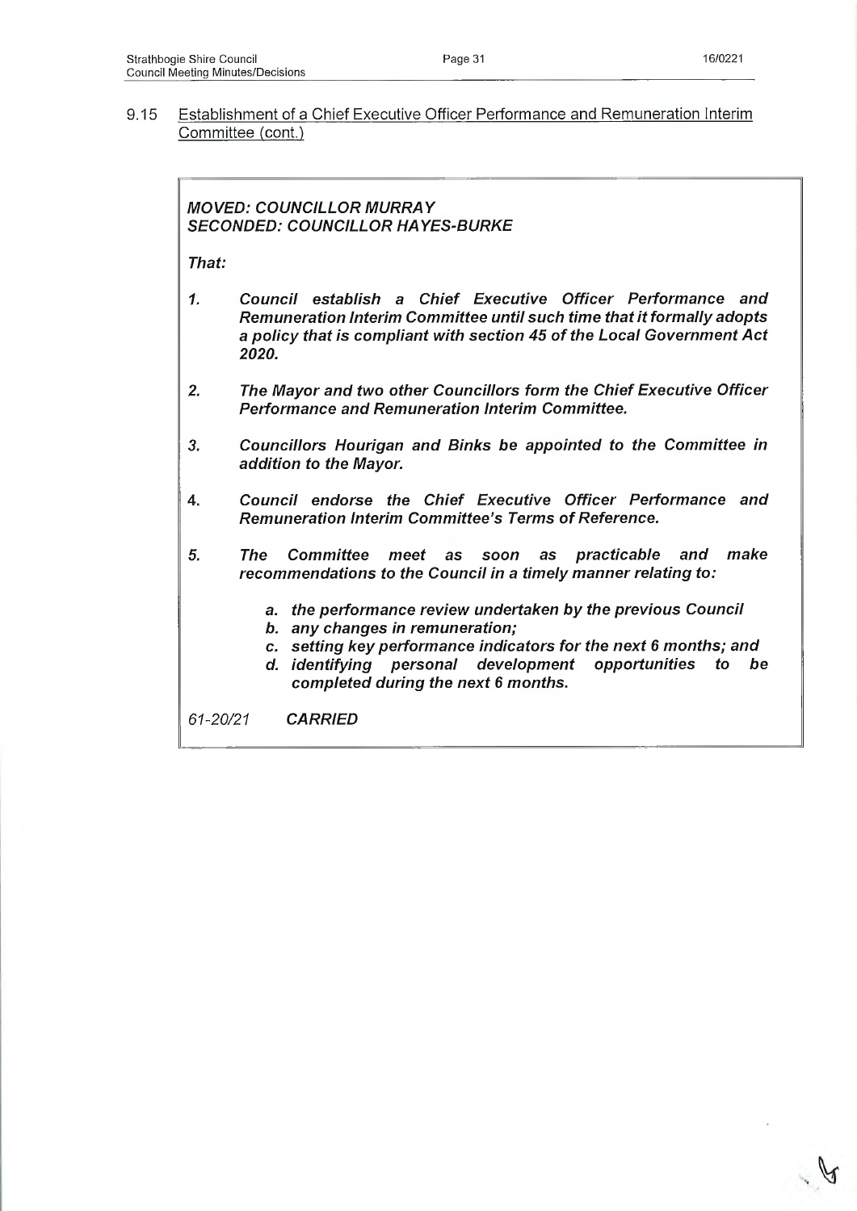9.15 Establishment of a Chief Executive Officer Performance and Remuneration Interim Committee (cont.)

***MOVED: COUNCILLOR MURRAY***
***SECONDED: COUNCILLOR HAYES-BURKE***

***That:***

1. ***Council establish a Chief Executive Officer Performance and Remuneration Interim Committee until such time that it formally adopts a policy that is compliant with section 45 of the Local Government Act 2020.***

2. ***The Mayor and two other Councillors form the Chief Executive Officer Performance and Remuneration Interim Committee.***

3. ***Councillors Hourigan and Binks be appointed to the Committee in addition to the Mayor.***

4. ***Council endorse the Chief Executive Officer Performance and Remuneration Interim Committee's Terms of Reference.***

5. ***The Committee meet as soon as practicable and make recommendations to the Council in a timely manner relating to:***

   a. ***the performance review undertaken by the previous Council***
   b. ***any changes in remuneration;***
   c. ***setting key performance indicators for the next 6 months; and***
   d. ***identifying personal development opportunities to be completed during the next 6 months.***

*61-20/21* ***CARRIED***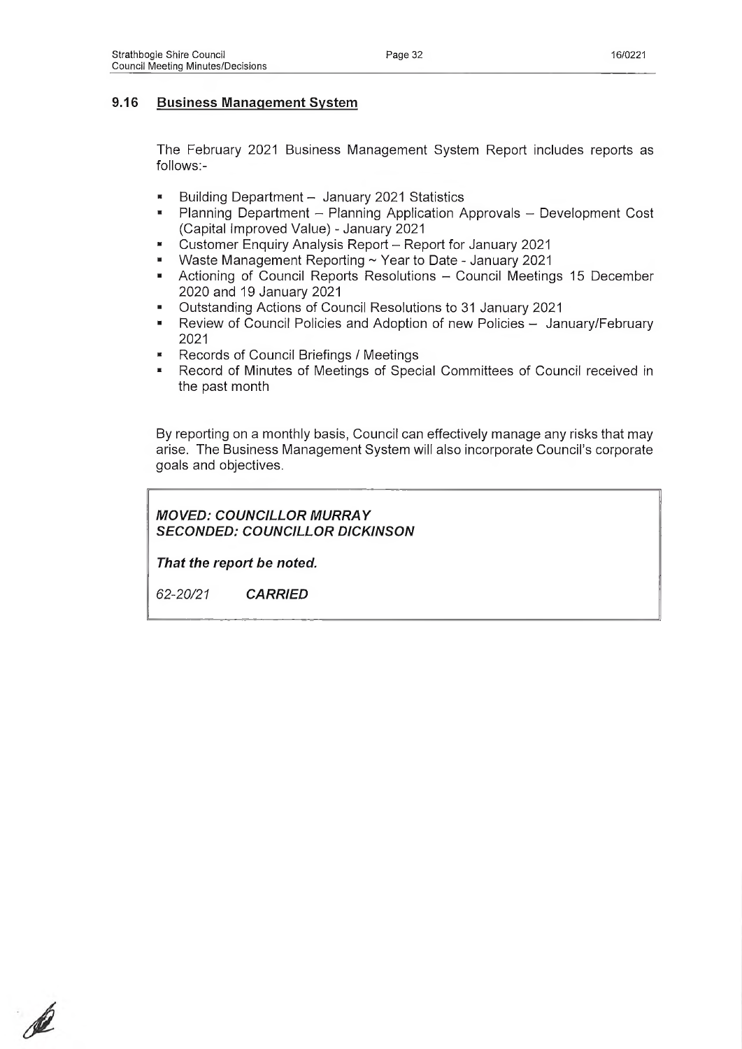## 9.16 Business Management System

The February 2021 Business Management System Report includes reports as follows:-

- Building Department – January 2021 Statistics
- Planning Department – Planning Application Approvals – Development Cost (Capital Improved Value) - January 2021
- Customer Enquiry Analysis Report – Report for January 2021
- Waste Management Reporting ~ Year to Date - January 2021
- Actioning of Council Reports Resolutions – Council Meetings 15 December 2020 and 19 January 2021
- Outstanding Actions of Council Resolutions to 31 January 2021
- Review of Council Policies and Adoption of new Policies – January/February 2021
- Records of Council Briefings / Meetings
- Record of Minutes of Meetings of Special Committees of Council received in the past month

By reporting on a monthly basis, Council can effectively manage any risks that may arise. The Business Management System will also incorporate Council's corporate goals and objectives.

***MOVED: COUNCILLOR MURRAY***
***SECONDED: COUNCILLOR DICKINSON***

***That the report be noted.***

*62-20/21* ***CARRIED***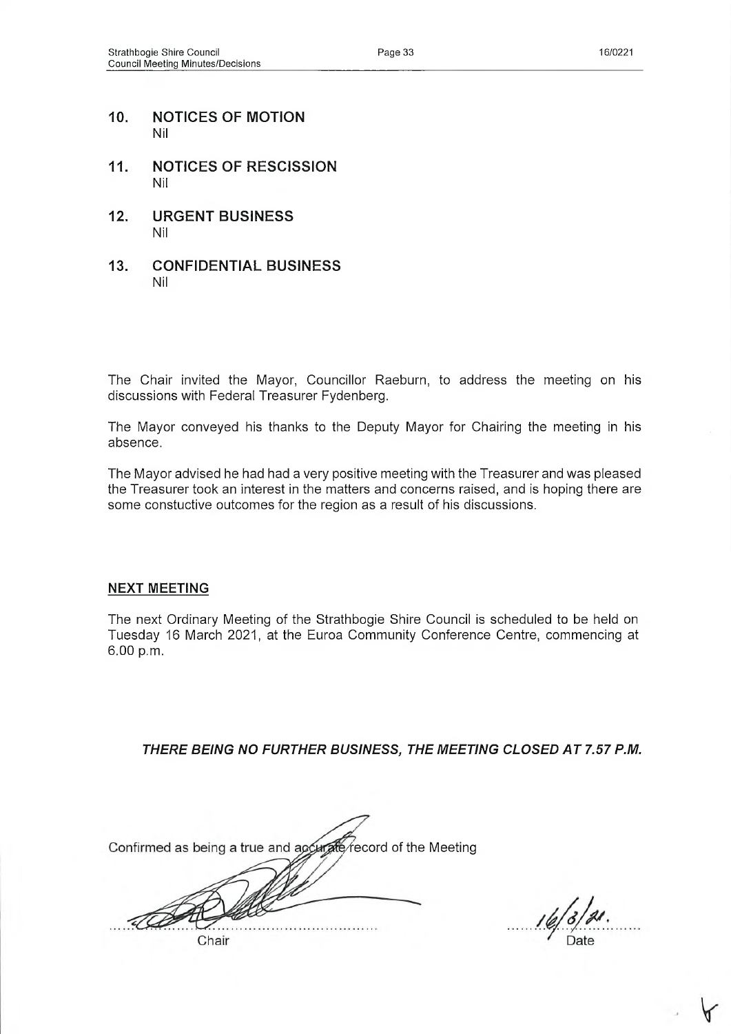## 10. NOTICES OF MOTION

Nil

## 11. NOTICES OF RESCISSION

Nil

## 12. URGENT BUSINESS

Nil

## 13. CONFIDENTIAL BUSINESS

Nil

The Chair invited the Mayor, Councillor Raeburn, to address the meeting on his discussions with Federal Treasurer Fydenberg.

The Mayor conveyed his thanks to the Deputy Mayor for Chairing the meeting in his absence.

The Mayor advised he had had a very positive meeting with the Treasurer and was pleased the Treasurer took an interest in the matters and concerns raised, and is hoping there are some constuctive outcomes for the region as a result of his discussions.

**NEXT MEETING**

The next Ordinary Meeting of the Strathbogie Shire Council is scheduled to be held on Tuesday 16 March 2021, at the Euroa Community Conference Centre, commencing at 6.00 p.m.

***THERE BEING NO FURTHER BUSINESS, THE MEETING CLOSED AT 7.57 P.M.***

Confirmed as being a true and accurate record of the Meeting

Chair

16/3/21.

Date